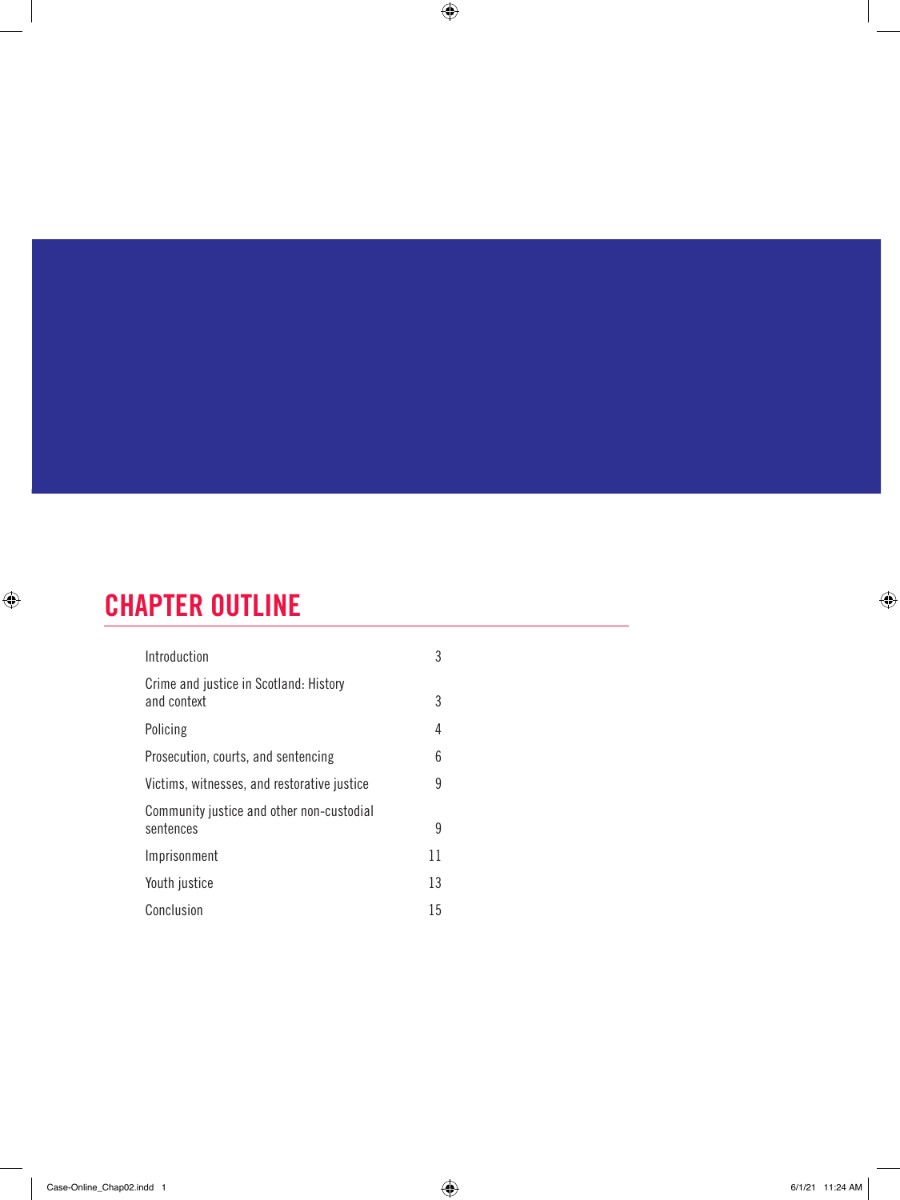## CHAPTER OUTLINE

| | |
|---|---|
| Introduction | 3 |
| Crime and justice in Scotland: History and context | 3 |
| Policing | 4 |
| Prosecution, courts, and sentencing | 6 |
| Victims, witnesses, and restorative justice | 9 |
| Community justice and other non-custodial sentences | 9 |
| Imprisonment | 11 |
| Youth justice | 13 |
| Conclusion | 15 |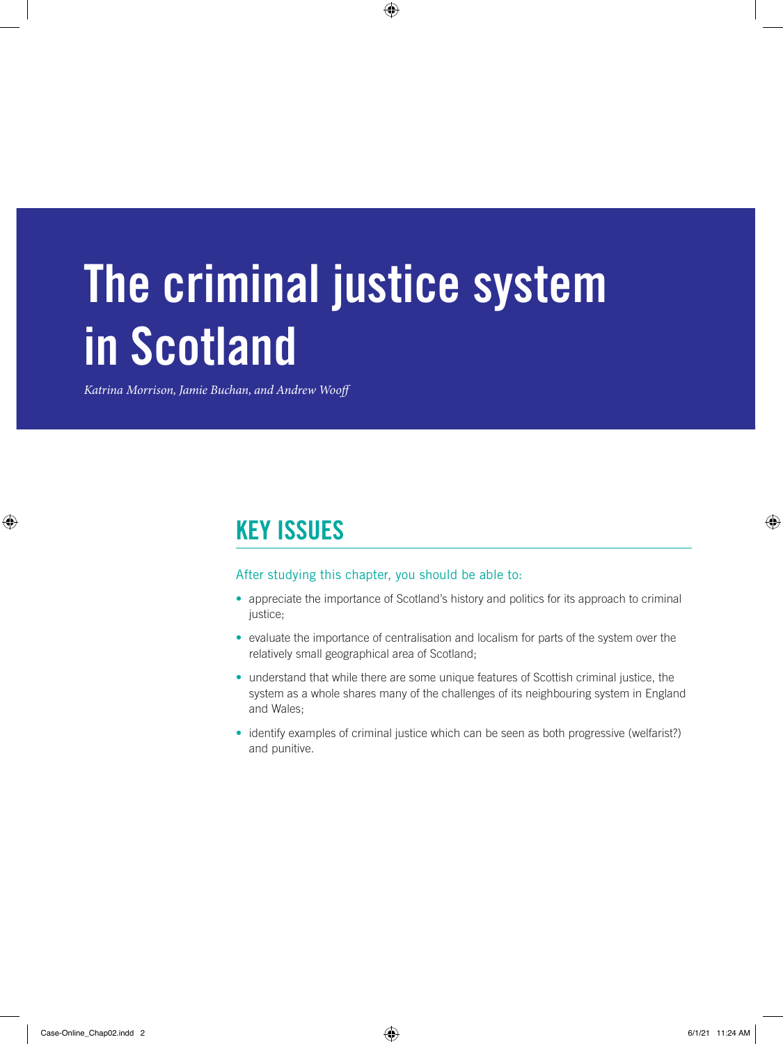# The criminal justice system in Scotland

*Katrina Morrison, Jamie Buchan, and Andrew Wooff*

## KEY ISSUES

After studying this chapter, you should be able to:

- appreciate the importance of Scotland's history and politics for its approach to criminal justice;
- evaluate the importance of centralisation and localism for parts of the system over the relatively small geographical area of Scotland;
- understand that while there are some unique features of Scottish criminal justice, the system as a whole shares many of the challenges of its neighbouring system in England and Wales;
- identify examples of criminal justice which can be seen as both progressive (welfarist?) and punitive.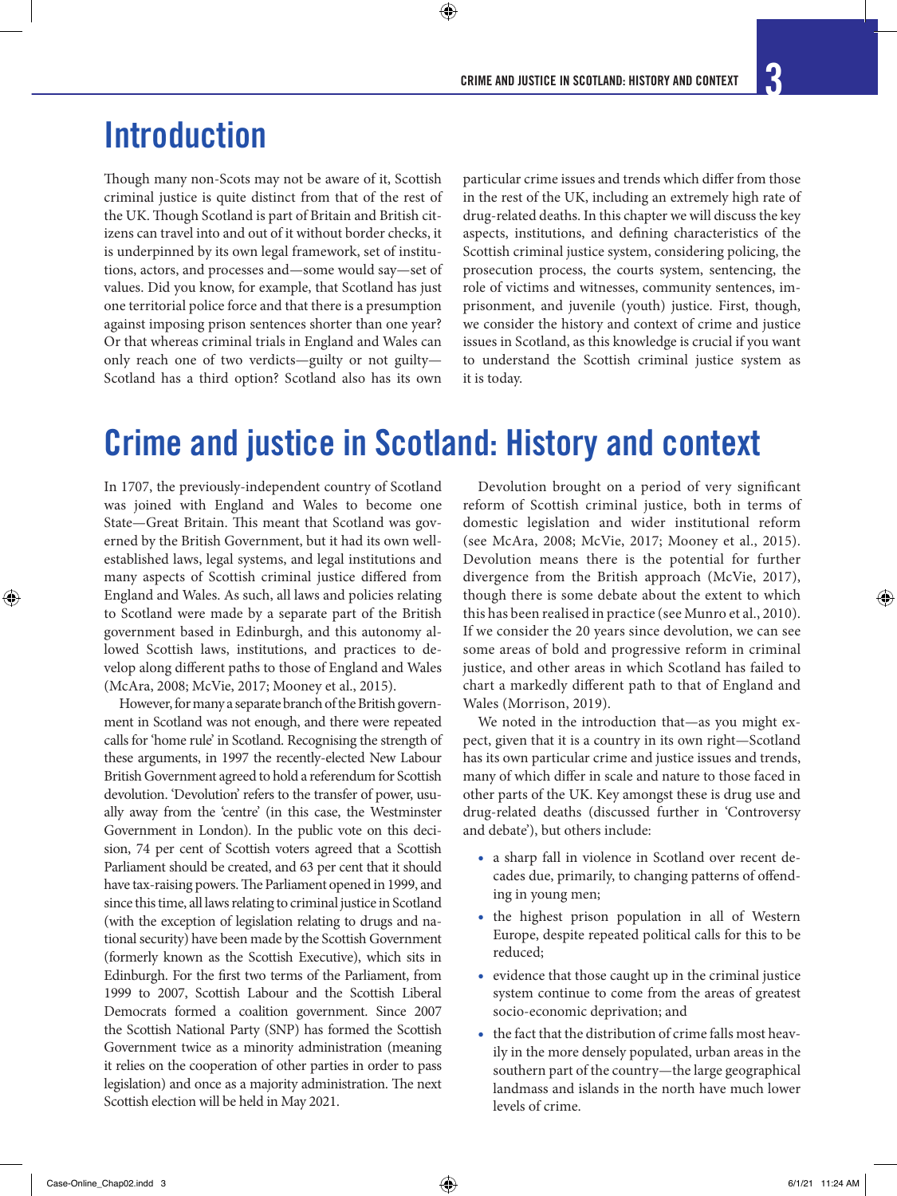# Introduction

Though many non-Scots may not be aware of it, Scottish criminal justice is quite distinct from that of the rest of the UK. Though Scotland is part of Britain and British citizens can travel into and out of it without border checks, it is underpinned by its own legal framework, set of institutions, actors, and processes and—some would say—set of values. Did you know, for example, that Scotland has just one territorial police force and that there is a presumption against imposing prison sentences shorter than one year? Or that whereas criminal trials in England and Wales can only reach one of two verdicts—guilty or not guilty—Scotland has a third option? Scotland also has its own particular crime issues and trends which differ from those in the rest of the UK, including an extremely high rate of drug-related deaths. In this chapter we will discuss the key aspects, institutions, and defining characteristics of the Scottish criminal justice system, considering policing, the prosecution process, the courts system, sentencing, the role of victims and witnesses, community sentences, imprisonment, and juvenile (youth) justice. First, though, we consider the history and context of crime and justice issues in Scotland, as this knowledge is crucial if you want to understand the Scottish criminal justice system as it is today.

# Crime and justice in Scotland: History and context

In 1707, the previously-independent country of Scotland was joined with England and Wales to become one State—Great Britain. This meant that Scotland was governed by the British Government, but it had its own well-established laws, legal systems, and legal institutions and many aspects of Scottish criminal justice differed from England and Wales. As such, all laws and policies relating to Scotland were made by a separate part of the British government based in Edinburgh, and this autonomy allowed Scottish laws, institutions, and practices to develop along different paths to those of England and Wales (McAra, 2008; McVie, 2017; Mooney et al., 2015).

However, for many a separate branch of the British government in Scotland was not enough, and there were repeated calls for 'home rule' in Scotland. Recognising the strength of these arguments, in 1997 the recently-elected New Labour British Government agreed to hold a referendum for Scottish devolution. 'Devolution' refers to the transfer of power, usually away from the 'centre' (in this case, the Westminster Government in London). In the public vote on this decision, 74 per cent of Scottish voters agreed that a Scottish Parliament should be created, and 63 per cent that it should have tax-raising powers. The Parliament opened in 1999, and since this time, all laws relating to criminal justice in Scotland (with the exception of legislation relating to drugs and national security) have been made by the Scottish Government (formerly known as the Scottish Executive), which sits in Edinburgh. For the first two terms of the Parliament, from 1999 to 2007, Scottish Labour and the Scottish Liberal Democrats formed a coalition government. Since 2007 the Scottish National Party (SNP) has formed the Scottish Government twice as a minority administration (meaning it relies on the cooperation of other parties in order to pass legislation) and once as a majority administration. The next Scottish election will be held in May 2021.

Devolution brought on a period of very significant reform of Scottish criminal justice, both in terms of domestic legislation and wider institutional reform (see McAra, 2008; McVie, 2017; Mooney et al., 2015). Devolution means there is the potential for further divergence from the British approach (McVie, 2017), though there is some debate about the extent to which this has been realised in practice (see Munro et al., 2010). If we consider the 20 years since devolution, we can see some areas of bold and progressive reform in criminal justice, and other areas in which Scotland has failed to chart a markedly different path to that of England and Wales (Morrison, 2019).

We noted in the introduction that—as you might expect, given that it is a country in its own right—Scotland has its own particular crime and justice issues and trends, many of which differ in scale and nature to those faced in other parts of the UK. Key amongst these is drug use and drug-related deaths (discussed further in 'Controversy and debate'), but others include:

- a sharp fall in violence in Scotland over recent decades due, primarily, to changing patterns of offending in young men;
- the highest prison population in all of Western Europe, despite repeated political calls for this to be reduced;
- evidence that those caught up in the criminal justice system continue to come from the areas of greatest socio-economic deprivation; and
- the fact that the distribution of crime falls most heavily in the more densely populated, urban areas in the southern part of the country—the large geographical landmass and islands in the north have much lower levels of crime.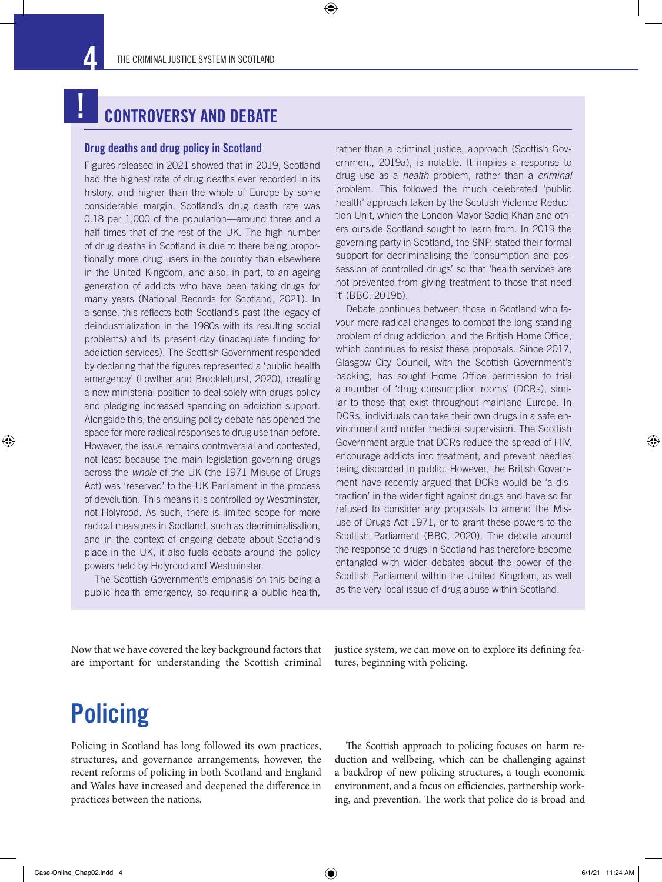## CONTROVERSY AND DEBATE

### Drug deaths and drug policy in Scotland

Figures released in 2021 showed that in 2019, Scotland had the highest rate of drug deaths ever recorded in its history, and higher than the whole of Europe by some considerable margin. Scotland's drug death rate was 0.18 per 1,000 of the population—around three and a half times that of the rest of the UK. The high number of drug deaths in Scotland is due to there being proportionally more drug users in the country than elsewhere in the United Kingdom, and also, in part, to an ageing generation of addicts who have been taking drugs for many years (National Records for Scotland, 2021). In a sense, this reflects both Scotland's past (the legacy of deindustrialization in the 1980s with its resulting social problems) and its present day (inadequate funding for addiction services). The Scottish Government responded by declaring that the figures represented a 'public health emergency' (Lowther and Brocklehurst, 2020), creating a new ministerial position to deal solely with drugs policy and pledging increased spending on addiction support. Alongside this, the ensuing policy debate has opened the space for more radical responses to drug use than before. However, the issue remains controversial and contested, not least because the main legislation governing drugs across the *whole* of the UK (the 1971 Misuse of Drugs Act) was 'reserved' to the UK Parliament in the process of devolution. This means it is controlled by Westminster, not Holyrood. As such, there is limited scope for more radical measures in Scotland, such as decriminalisation, and in the context of ongoing debate about Scotland's place in the UK, it also fuels debate around the policy powers held by Holyrood and Westminster.

The Scottish Government's emphasis on this being a public health emergency, so requiring a public health, rather than a criminal justice, approach (Scottish Government, 2019a), is notable. It implies a response to drug use as a *health* problem, rather than a *criminal* problem. This followed the much celebrated 'public health' approach taken by the Scottish Violence Reduction Unit, which the London Mayor Sadiq Khan and others outside Scotland sought to learn from. In 2019 the governing party in Scotland, the SNP, stated their formal support for decriminalising the 'consumption and possession of controlled drugs' so that 'health services are not prevented from giving treatment to those that need it' (BBC, 2019b).

Debate continues between those in Scotland who favour more radical changes to combat the long-standing problem of drug addiction, and the British Home Office, which continues to resist these proposals. Since 2017, Glasgow City Council, with the Scottish Government's backing, has sought Home Office permission to trial a number of 'drug consumption rooms' (DCRs), similar to those that exist throughout mainland Europe. In DCRs, individuals can take their own drugs in a safe environment and under medical supervision. The Scottish Government argue that DCRs reduce the spread of HIV, encourage addicts into treatment, and prevent needles being discarded in public. However, the British Government have recently argued that DCRs would be 'a distraction' in the wider fight against drugs and have so far refused to consider any proposals to amend the Misuse of Drugs Act 1971, or to grant these powers to the Scottish Parliament (BBC, 2020). The debate around the response to drugs in Scotland has therefore become entangled with wider debates about the power of the Scottish Parliament within the United Kingdom, as well as the very local issue of drug abuse within Scotland.

Now that we have covered the key background factors that are important for understanding the Scottish criminal justice system, we can move on to explore its defining features, beginning with policing.

# Policing

Policing in Scotland has long followed its own practices, structures, and governance arrangements; however, the recent reforms of policing in both Scotland and England and Wales have increased and deepened the difference in practices between the nations.

The Scottish approach to policing focuses on harm reduction and wellbeing, which can be challenging against a backdrop of new policing structures, a tough economic environment, and a focus on efficiencies, partnership working, and prevention. The work that police do is broad and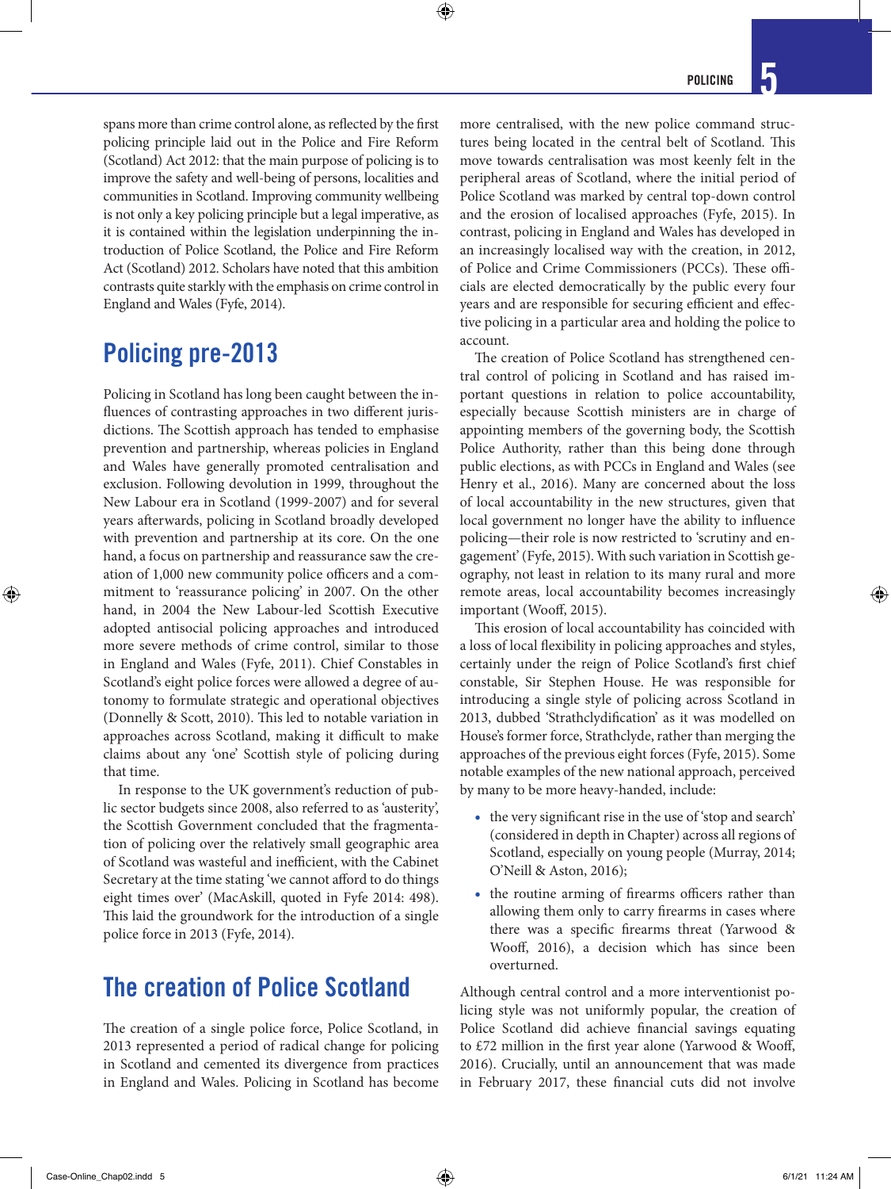spans more than crime control alone, as reflected by the first policing principle laid out in the Police and Fire Reform (Scotland) Act 2012: that the main purpose of policing is to improve the safety and well-being of persons, localities and communities in Scotland. Improving community wellbeing is not only a key policing principle but a legal imperative, as it is contained within the legislation underpinning the introduction of Police Scotland, the Police and Fire Reform Act (Scotland) 2012. Scholars have noted that this ambition contrasts quite starkly with the emphasis on crime control in England and Wales (Fyfe, 2014).

## Policing pre-2013

Policing in Scotland has long been caught between the influences of contrasting approaches in two different jurisdictions. The Scottish approach has tended to emphasise prevention and partnership, whereas policies in England and Wales have generally promoted centralisation and exclusion. Following devolution in 1999, throughout the New Labour era in Scotland (1999-2007) and for several years afterwards, policing in Scotland broadly developed with prevention and partnership at its core. On the one hand, a focus on partnership and reassurance saw the creation of 1,000 new community police officers and a commitment to 'reassurance policing' in 2007. On the other hand, in 2004 the New Labour-led Scottish Executive adopted antisocial policing approaches and introduced more severe methods of crime control, similar to those in England and Wales (Fyfe, 2011). Chief Constables in Scotland's eight police forces were allowed a degree of autonomy to formulate strategic and operational objectives (Donnelly & Scott, 2010). This led to notable variation in approaches across Scotland, making it difficult to make claims about any 'one' Scottish style of policing during that time.

In response to the UK government's reduction of public sector budgets since 2008, also referred to as 'austerity', the Scottish Government concluded that the fragmentation of policing over the relatively small geographic area of Scotland was wasteful and inefficient, with the Cabinet Secretary at the time stating 'we cannot afford to do things eight times over' (MacAskill, quoted in Fyfe 2014: 498). This laid the groundwork for the introduction of a single police force in 2013 (Fyfe, 2014).

## The creation of Police Scotland

The creation of a single police force, Police Scotland, in 2013 represented a period of radical change for policing in Scotland and cemented its divergence from practices in England and Wales. Policing in Scotland has become more centralised, with the new police command structures being located in the central belt of Scotland. This move towards centralisation was most keenly felt in the peripheral areas of Scotland, where the initial period of Police Scotland was marked by central top-down control and the erosion of localised approaches (Fyfe, 2015). In contrast, policing in England and Wales has developed in an increasingly localised way with the creation, in 2012, of Police and Crime Commissioners (PCCs). These officials are elected democratically by the public every four years and are responsible for securing efficient and effective policing in a particular area and holding the police to account.

The creation of Police Scotland has strengthened central control of policing in Scotland and has raised important questions in relation to police accountability, especially because Scottish ministers are in charge of appointing members of the governing body, the Scottish Police Authority, rather than this being done through public elections, as with PCCs in England and Wales (see Henry et al., 2016). Many are concerned about the loss of local accountability in the new structures, given that local government no longer have the ability to influence policing—their role is now restricted to 'scrutiny and engagement' (Fyfe, 2015). With such variation in Scottish geography, not least in relation to its many rural and more remote areas, local accountability becomes increasingly important (Wooff, 2015).

This erosion of local accountability has coincided with a loss of local flexibility in policing approaches and styles, certainly under the reign of Police Scotland's first chief constable, Sir Stephen House. He was responsible for introducing a single style of policing across Scotland in 2013, dubbed 'Strathclydification' as it was modelled on House's former force, Strathclyde, rather than merging the approaches of the previous eight forces (Fyfe, 2015). Some notable examples of the new national approach, perceived by many to be more heavy-handed, include:

- the very significant rise in the use of 'stop and search' (considered in depth in Chapter) across all regions of Scotland, especially on young people (Murray, 2014; O'Neill & Aston, 2016);
- the routine arming of firearms officers rather than allowing them only to carry firearms in cases where there was a specific firearms threat (Yarwood & Wooff, 2016), a decision which has since been overturned.

Although central control and a more interventionist policing style was not uniformly popular, the creation of Police Scotland did achieve financial savings equating to £72 million in the first year alone (Yarwood & Wooff, 2016). Crucially, until an announcement that was made in February 2017, these financial cuts did not involve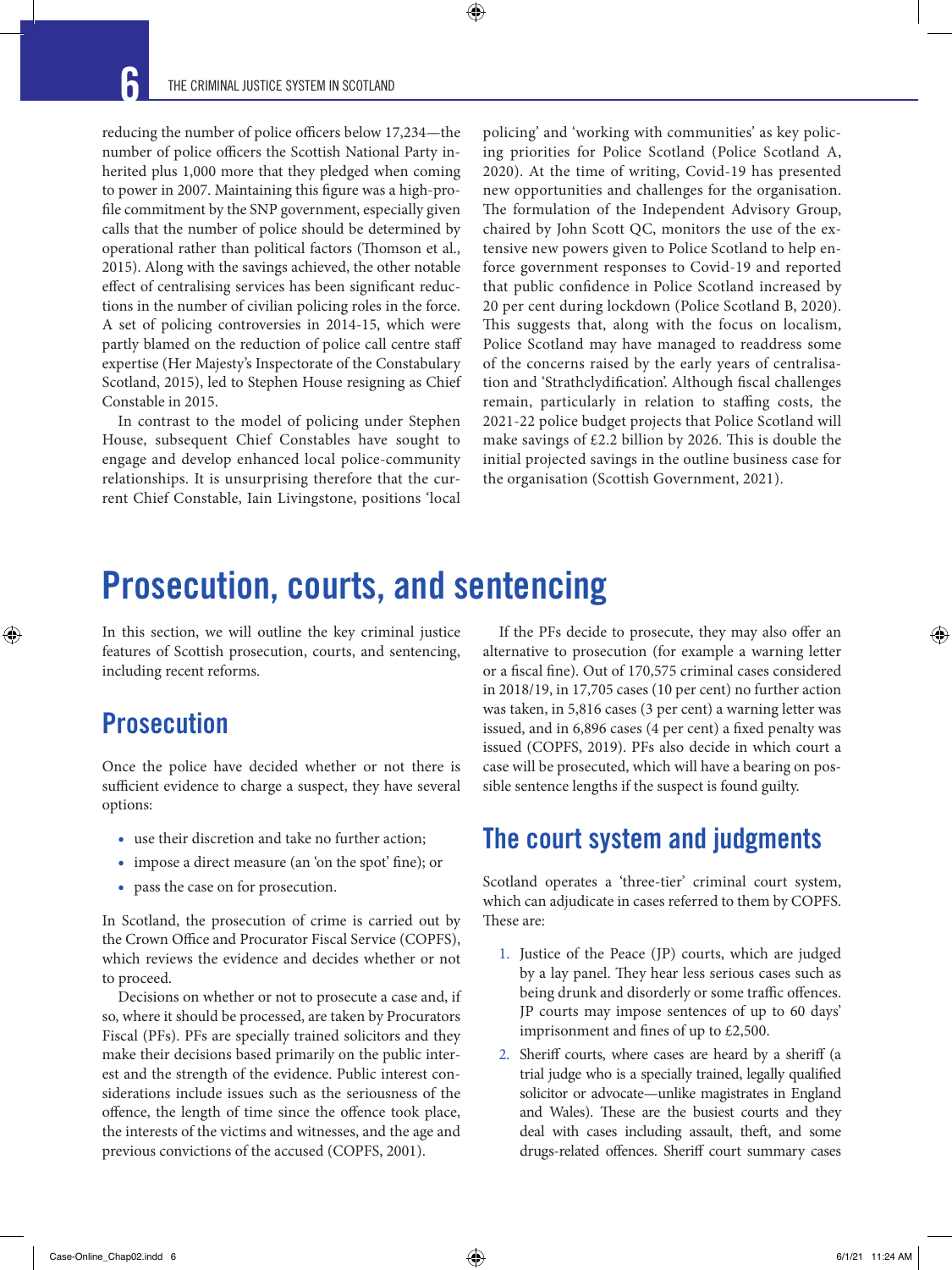reducing the number of police officers below 17,234—the number of police officers the Scottish National Party inherited plus 1,000 more that they pledged when coming to power in 2007. Maintaining this figure was a high-profile commitment by the SNP government, especially given calls that the number of police should be determined by operational rather than political factors (Thomson et al., 2015). Along with the savings achieved, the other notable effect of centralising services has been significant reductions in the number of civilian policing roles in the force. A set of policing controversies in 2014-15, which were partly blamed on the reduction of police call centre staff expertise (Her Majesty's Inspectorate of the Constabulary Scotland, 2015), led to Stephen House resigning as Chief Constable in 2015.

In contrast to the model of policing under Stephen House, subsequent Chief Constables have sought to engage and develop enhanced local police-community relationships. It is unsurprising therefore that the current Chief Constable, Iain Livingstone, positions 'local policing' and 'working with communities' as key policing priorities for Police Scotland (Police Scotland A, 2020). At the time of writing, Covid-19 has presented new opportunities and challenges for the organisation. The formulation of the Independent Advisory Group, chaired by John Scott QC, monitors the use of the extensive new powers given to Police Scotland to help enforce government responses to Covid-19 and reported that public confidence in Police Scotland increased by 20 per cent during lockdown (Police Scotland B, 2020). This suggests that, along with the focus on localism, Police Scotland may have managed to readdress some of the concerns raised by the early years of centralisation and 'Strathclydification'. Although fiscal challenges remain, particularly in relation to staffing costs, the 2021-22 police budget projects that Police Scotland will make savings of £2.2 billion by 2026. This is double the initial projected savings in the outline business case for the organisation (Scottish Government, 2021).

# Prosecution, courts, and sentencing

In this section, we will outline the key criminal justice features of Scottish prosecution, courts, and sentencing, including recent reforms.

## Prosecution

Once the police have decided whether or not there is sufficient evidence to charge a suspect, they have several options:

- use their discretion and take no further action;
- impose a direct measure (an 'on the spot' fine); or
- pass the case on for prosecution.

In Scotland, the prosecution of crime is carried out by the Crown Office and Procurator Fiscal Service (COPFS), which reviews the evidence and decides whether or not to proceed.

Decisions on whether or not to prosecute a case and, if so, where it should be processed, are taken by Procurators Fiscal (PFs). PFs are specially trained solicitors and they make their decisions based primarily on the public interest and the strength of the evidence. Public interest considerations include issues such as the seriousness of the offence, the length of time since the offence took place, the interests of the victims and witnesses, and the age and previous convictions of the accused (COPFS, 2001).

If the PFs decide to prosecute, they may also offer an alternative to prosecution (for example a warning letter or a fiscal fine). Out of 170,575 criminal cases considered in 2018/19, in 17,705 cases (10 per cent) no further action was taken, in 5,816 cases (3 per cent) a warning letter was issued, and in 6,896 cases (4 per cent) a fixed penalty was issued (COPFS, 2019). PFs also decide in which court a case will be prosecuted, which will have a bearing on possible sentence lengths if the suspect is found guilty.

## The court system and judgments

Scotland operates a 'three-tier' criminal court system, which can adjudicate in cases referred to them by COPFS. These are:

1. Justice of the Peace (JP) courts, which are judged by a lay panel. They hear less serious cases such as being drunk and disorderly or some traffic offences. JP courts may impose sentences of up to 60 days' imprisonment and fines of up to £2,500.
2. Sheriff courts, where cases are heard by a sheriff (a trial judge who is a specially trained, legally qualified solicitor or advocate—unlike magistrates in England and Wales). These are the busiest courts and they deal with cases including assault, theft, and some drugs-related offences. Sheriff court summary cases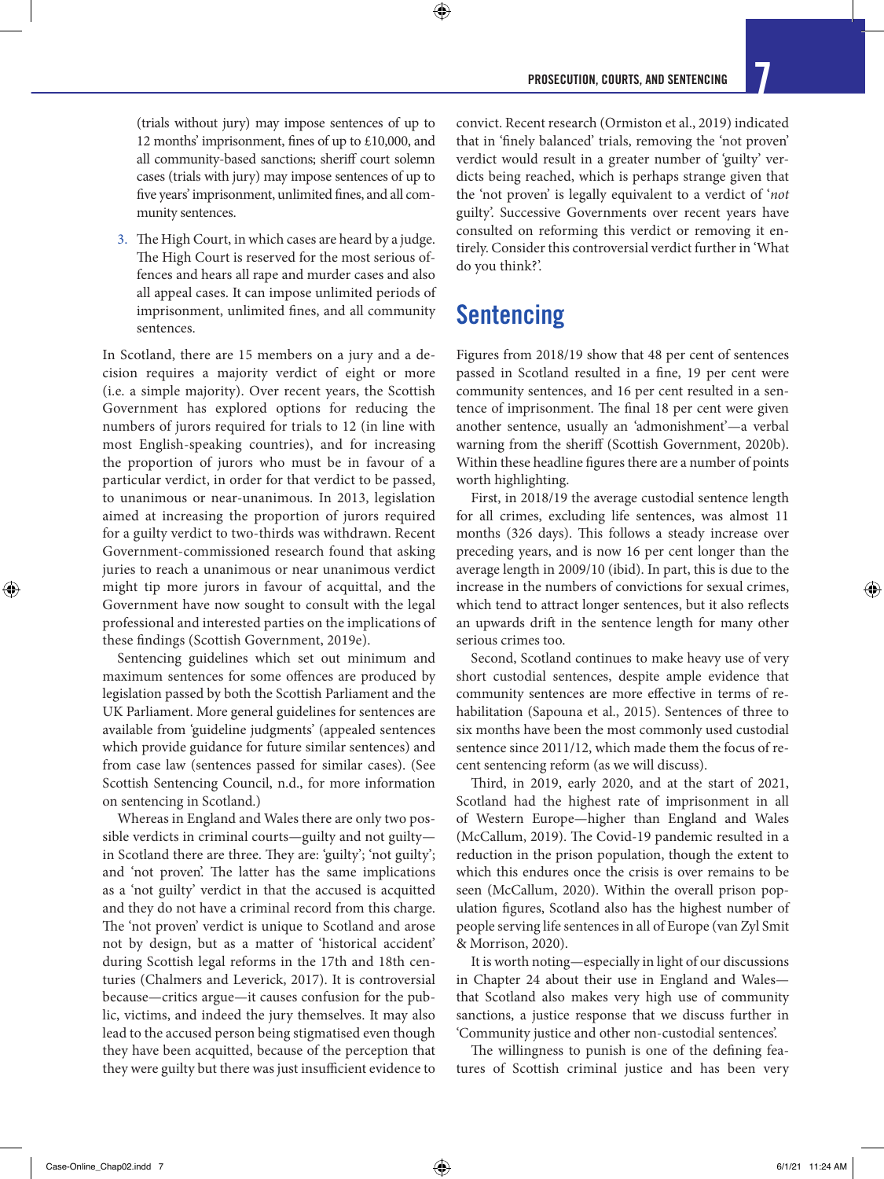(trials without jury) may impose sentences of up to 12 months' imprisonment, fines of up to £10,000, and all community-based sanctions; sheriff court solemn cases (trials with jury) may impose sentences of up to five years' imprisonment, unlimited fines, and all community sentences.

3. The High Court, in which cases are heard by a judge. The High Court is reserved for the most serious offences and hears all rape and murder cases and also all appeal cases. It can impose unlimited periods of imprisonment, unlimited fines, and all community sentences.

In Scotland, there are 15 members on a jury and a decision requires a majority verdict of eight or more (i.e. a simple majority). Over recent years, the Scottish Government has explored options for reducing the numbers of jurors required for trials to 12 (in line with most English-speaking countries), and for increasing the proportion of jurors who must be in favour of a particular verdict, in order for that verdict to be passed, to unanimous or near-unanimous. In 2013, legislation aimed at increasing the proportion of jurors required for a guilty verdict to two-thirds was withdrawn. Recent Scottish Government-commissioned research found that asking juries to reach a unanimous or near unanimous verdict might tip more jurors in favour of acquittal, and the Government have now sought to consult with the legal professional and interested parties on the implications of these findings (Scottish Government, 2019e).

Sentencing guidelines which set out minimum and maximum sentences for some offences are produced by legislation passed by both the Scottish Parliament and the UK Parliament. More general guidelines for sentences are available from 'guideline judgments' (appealed sentences which provide guidance for future similar sentences) and from case law (sentences passed for similar cases). (See Scottish Sentencing Council, n.d., for more information on sentencing in Scotland.)

Whereas in England and Wales there are only two possible verdicts in criminal courts—guilty and not guilty—in Scotland there are three. They are: 'guilty'; 'not guilty'; and 'not proven'. The latter has the same implications as a 'not guilty' verdict in that the accused is acquitted and they do not have a criminal record from this charge. The 'not proven' verdict is unique to Scotland and arose not by design, but as a matter of 'historical accident' during Scottish legal reforms in the 17th and 18th centuries (Chalmers and Leverick, 2017). It is controversial because—critics argue—it causes confusion for the public, victims, and indeed the jury themselves. It may also lead to the accused person being stigmatised even though they have been acquitted, because of the perception that they were guilty but there was just insufficient evidence to convict. Recent research (Ormiston et al., 2019) indicated that in 'finely balanced' trials, removing the 'not proven' verdict would result in a greater number of 'guilty' verdicts being reached, which is perhaps strange given that the 'not proven' is legally equivalent to a verdict of '*not* guilty'. Successive Governments over recent years have consulted on reforming this verdict or removing it entirely. Consider this controversial verdict further in 'What do you think?'.

## Sentencing

Figures from 2018/19 show that 48 per cent of sentences passed in Scotland resulted in a fine, 19 per cent were community sentences, and 16 per cent resulted in a sentence of imprisonment. The final 18 per cent were given another sentence, usually an 'admonishment'—a verbal warning from the sheriff (Scottish Government, 2020b). Within these headline figures there are a number of points worth highlighting.

First, in 2018/19 the average custodial sentence length for all crimes, excluding life sentences, was almost 11 months (326 days). This follows a steady increase over preceding years, and is now 16 per cent longer than the average length in 2009/10 (ibid). In part, this is due to the increase in the numbers of convictions for sexual crimes, which tend to attract longer sentences, but it also reflects an upwards drift in the sentence length for many other serious crimes too.

Second, Scotland continues to make heavy use of very short custodial sentences, despite ample evidence that community sentences are more effective in terms of rehabilitation (Sapouna et al., 2015). Sentences of three to six months have been the most commonly used custodial sentence since 2011/12, which made them the focus of recent sentencing reform (as we will discuss).

Third, in 2019, early 2020, and at the start of 2021, Scotland had the highest rate of imprisonment in all of Western Europe—higher than England and Wales (McCallum, 2019). The Covid-19 pandemic resulted in a reduction in the prison population, though the extent to which this endures once the crisis is over remains to be seen (McCallum, 2020). Within the overall prison population figures, Scotland also has the highest number of people serving life sentences in all of Europe (van Zyl Smit & Morrison, 2020).

It is worth noting—especially in light of our discussions in Chapter 24 about their use in England and Wales—that Scotland also makes very high use of community sanctions, a justice response that we discuss further in 'Community justice and other non-custodial sentences'.

The willingness to punish is one of the defining features of Scottish criminal justice and has been very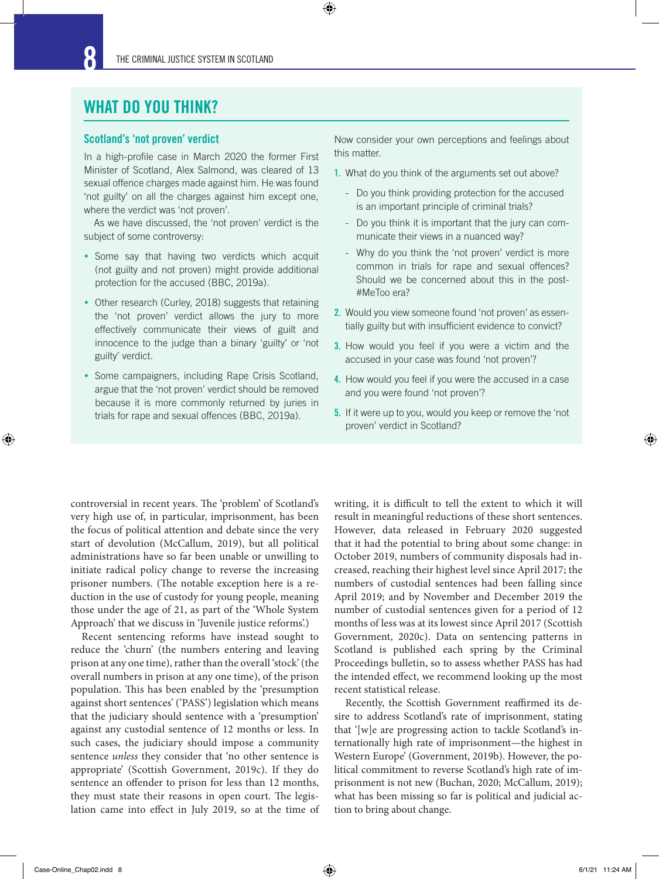## WHAT DO YOU THINK?

### Scotland's 'not proven' verdict

In a high-profile case in March 2020 the former First Minister of Scotland, Alex Salmond, was cleared of 13 sexual offence charges made against him. He was found 'not guilty' on all the charges against him except one, where the verdict was 'not proven'.

As we have discussed, the 'not proven' verdict is the subject of some controversy:

- Some say that having two verdicts which acquit (not guilty and not proven) might provide additional protection for the accused (BBC, 2019a).
- Other research (Curley, 2018) suggests that retaining the 'not proven' verdict allows the jury to more effectively communicate their views of guilt and innocence to the judge than a binary 'guilty' or 'not guilty' verdict.
- Some campaigners, including Rape Crisis Scotland, argue that the 'not proven' verdict should be removed because it is more commonly returned by juries in trials for rape and sexual offences (BBC, 2019a).

Now consider your own perceptions and feelings about this matter.

1. What do you think of the arguments set out above?
   - Do you think providing protection for the accused is an important principle of criminal trials?
   - Do you think it is important that the jury can communicate their views in a nuanced way?
   - Why do you think the 'not proven' verdict is more common in trials for rape and sexual offences? Should we be concerned about this in the post-#MeToo era?
2. Would you view someone found 'not proven' as essentially guilty but with insufficient evidence to convict?
3. How would you feel if you were a victim and the accused in your case was found 'not proven'?
4. How would you feel if you were the accused in a case and you were found 'not proven'?
5. If it were up to you, would you keep or remove the 'not proven' verdict in Scotland?

controversial in recent years. The 'problem' of Scotland's very high use of, in particular, imprisonment, has been the focus of political attention and debate since the very start of devolution (McCallum, 2019), but all political administrations have so far been unable or unwilling to initiate radical policy change to reverse the increasing prisoner numbers. (The notable exception here is a reduction in the use of custody for young people, meaning those under the age of 21, as part of the 'Whole System Approach' that we discuss in 'Juvenile justice reforms'.)

Recent sentencing reforms have instead sought to reduce the 'churn' (the numbers entering and leaving prison at any one time), rather than the overall 'stock' (the overall numbers in prison at any one time), of the prison population. This has been enabled by the 'presumption against short sentences' ('PASS') legislation which means that the judiciary should sentence with a 'presumption' against any custodial sentence of 12 months or less. In such cases, the judiciary should impose a community sentence *unless* they consider that 'no other sentence is appropriate' (Scottish Government, 2019c). If they do sentence an offender to prison for less than 12 months, they must state their reasons in open court. The legislation came into effect in July 2019, so at the time of writing, it is difficult to tell the extent to which it will result in meaningful reductions of these short sentences. However, data released in February 2020 suggested that it had the potential to bring about some change: in October 2019, numbers of community disposals had increased, reaching their highest level since April 2017; the numbers of custodial sentences had been falling since April 2019; and by November and December 2019 the number of custodial sentences given for a period of 12 months of less was at its lowest since April 2017 (Scottish Government, 2020c). Data on sentencing patterns in Scotland is published each spring by the Criminal Proceedings bulletin, so to assess whether PASS has had the intended effect, we recommend looking up the most recent statistical release.

Recently, the Scottish Government reaffirmed its desire to address Scotland's rate of imprisonment, stating that '[w]e are progressing action to tackle Scotland's internationally high rate of imprisonment—the highest in Western Europe' (Government, 2019b). However, the political commitment to reverse Scotland's high rate of imprisonment is not new (Buchan, 2020; McCallum, 2019); what has been missing so far is political and judicial action to bring about change.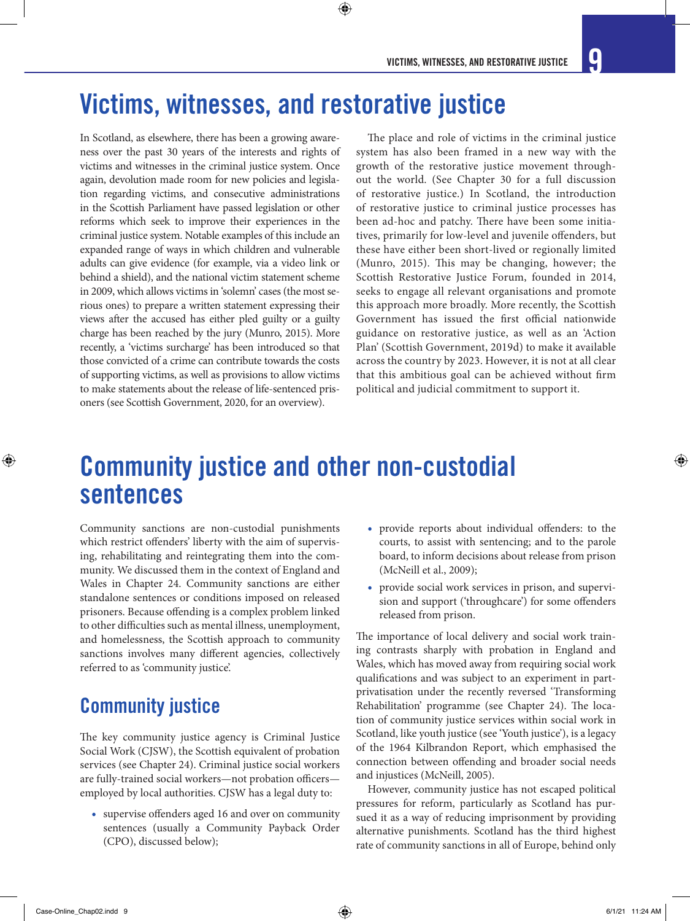# Victims, witnesses, and restorative justice

In Scotland, as elsewhere, there has been a growing awareness over the past 30 years of the interests and rights of victims and witnesses in the criminal justice system. Once again, devolution made room for new policies and legislation regarding victims, and consecutive administrations in the Scottish Parliament have passed legislation or other reforms which seek to improve their experiences in the criminal justice system. Notable examples of this include an expanded range of ways in which children and vulnerable adults can give evidence (for example, via a video link or behind a shield), and the national victim statement scheme in 2009, which allows victims in 'solemn' cases (the most serious ones) to prepare a written statement expressing their views after the accused has either pled guilty or a guilty charge has been reached by the jury (Munro, 2015). More recently, a 'victims surcharge' has been introduced so that those convicted of a crime can contribute towards the costs of supporting victims, as well as provisions to allow victims to make statements about the release of life-sentenced prisoners (see Scottish Government, 2020, for an overview).

The place and role of victims in the criminal justice system has also been framed in a new way with the growth of the restorative justice movement throughout the world. (See Chapter 30 for a full discussion of restorative justice.) In Scotland, the introduction of restorative justice to criminal justice processes has been ad-hoc and patchy. There have been some initiatives, primarily for low-level and juvenile offenders, but these have either been short-lived or regionally limited (Munro, 2015). This may be changing, however; the Scottish Restorative Justice Forum, founded in 2014, seeks to engage all relevant organisations and promote this approach more broadly. More recently, the Scottish Government has issued the first official nationwide guidance on restorative justice, as well as an 'Action Plan' (Scottish Government, 2019d) to make it available across the country by 2023. However, it is not at all clear that this ambitious goal can be achieved without firm political and judicial commitment to support it.

# Community justice and other non-custodial sentences

Community sanctions are non-custodial punishments which restrict offenders' liberty with the aim of supervising, rehabilitating and reintegrating them into the community. We discussed them in the context of England and Wales in Chapter 24. Community sanctions are either standalone sentences or conditions imposed on released prisoners. Because offending is a complex problem linked to other difficulties such as mental illness, unemployment, and homelessness, the Scottish approach to community sanctions involves many different agencies, collectively referred to as 'community justice'.

## Community justice

The key community justice agency is Criminal Justice Social Work (CJSW), the Scottish equivalent of probation services (see Chapter 24). Criminal justice social workers are fully-trained social workers—not probation officers—employed by local authorities. CJSW has a legal duty to:

- supervise offenders aged 16 and over on community sentences (usually a Community Payback Order (CPO), discussed below);
- provide reports about individual offenders: to the courts, to assist with sentencing; and to the parole board, to inform decisions about release from prison (McNeill et al., 2009);
- provide social work services in prison, and supervision and support ('throughcare') for some offenders released from prison.

The importance of local delivery and social work training contrasts sharply with probation in England and Wales, which has moved away from requiring social work qualifications and was subject to an experiment in part-privatisation under the recently reversed 'Transforming Rehabilitation' programme (see Chapter 24). The location of community justice services within social work in Scotland, like youth justice (see 'Youth justice'), is a legacy of the 1964 Kilbrandon Report, which emphasised the connection between offending and broader social needs and injustices (McNeill, 2005).

However, community justice has not escaped political pressures for reform, particularly as Scotland has pursued it as a way of reducing imprisonment by providing alternative punishments. Scotland has the third highest rate of community sanctions in all of Europe, behind only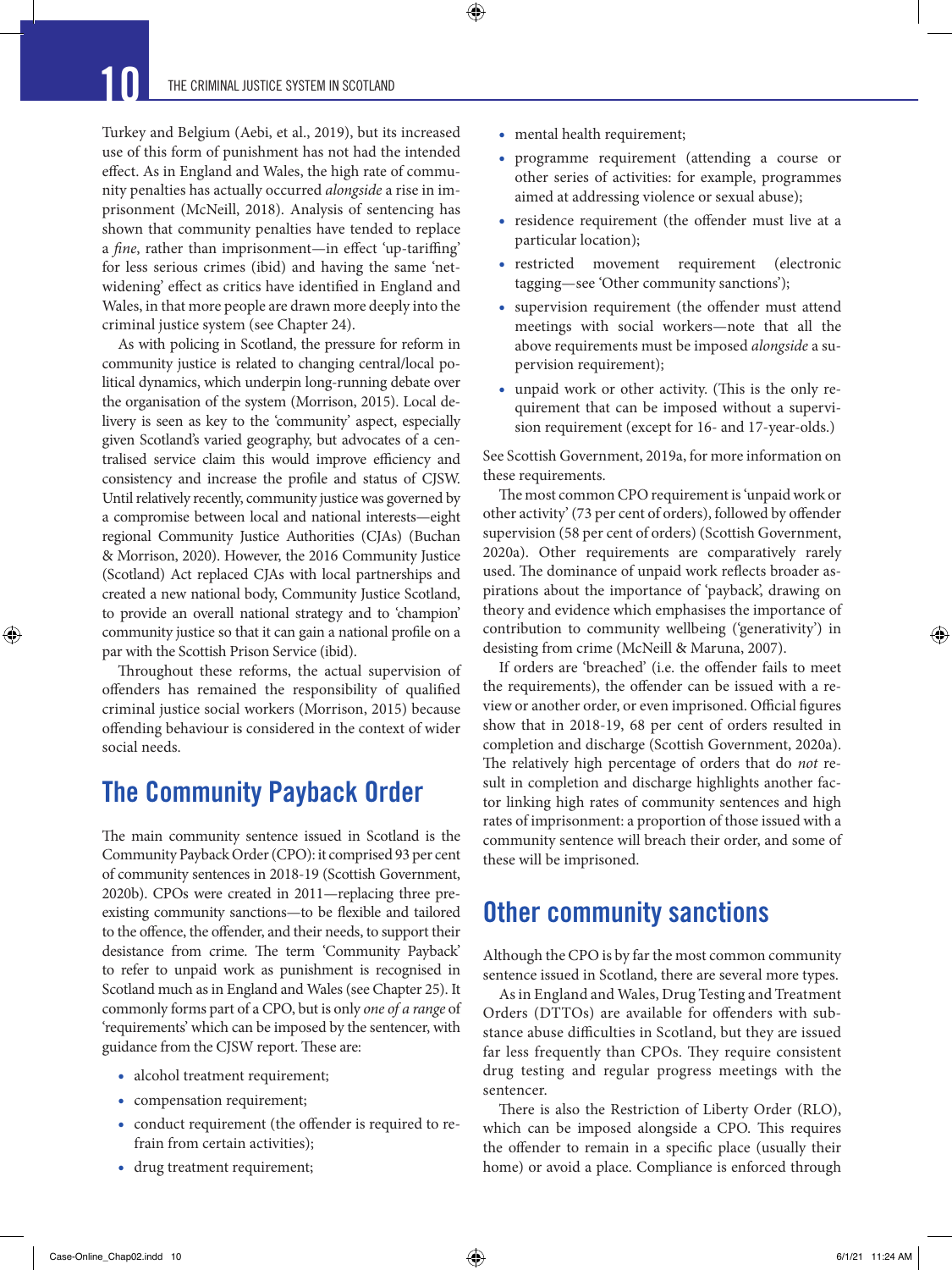Turkey and Belgium (Aebi, et al., 2019), but its increased use of this form of punishment has not had the intended effect. As in England and Wales, the high rate of community penalties has actually occurred *alongside* a rise in imprisonment (McNeill, 2018). Analysis of sentencing has shown that community penalties have tended to replace a *fine*, rather than imprisonment—in effect 'up-tariffing' for less serious crimes (ibid) and having the same 'net-widening' effect as critics have identified in England and Wales, in that more people are drawn more deeply into the criminal justice system (see Chapter 24).

As with policing in Scotland, the pressure for reform in community justice is related to changing central/local political dynamics, which underpin long-running debate over the organisation of the system (Morrison, 2015). Local delivery is seen as key to the 'community' aspect, especially given Scotland's varied geography, but advocates of a centralised service claim this would improve efficiency and consistency and increase the profile and status of CJSW. Until relatively recently, community justice was governed by a compromise between local and national interests—eight regional Community Justice Authorities (CJAs) (Buchan & Morrison, 2020). However, the 2016 Community Justice (Scotland) Act replaced CJAs with local partnerships and created a new national body, Community Justice Scotland, to provide an overall national strategy and to 'champion' community justice so that it can gain a national profile on a par with the Scottish Prison Service (ibid).

Throughout these reforms, the actual supervision of offenders has remained the responsibility of qualified criminal justice social workers (Morrison, 2015) because offending behaviour is considered in the context of wider social needs.

## The Community Payback Order

The main community sentence issued in Scotland is the Community Payback Order (CPO): it comprised 93 per cent of community sentences in 2018-19 (Scottish Government, 2020b). CPOs were created in 2011—replacing three pre-existing community sanctions—to be flexible and tailored to the offence, the offender, and their needs, to support their desistance from crime. The term 'Community Payback' to refer to unpaid work as punishment is recognised in Scotland much as in England and Wales (see Chapter 25). It commonly forms part of a CPO, but is only *one of a range* of 'requirements' which can be imposed by the sentencer, with guidance from the CJSW report. These are:

- alcohol treatment requirement;
- compensation requirement;
- conduct requirement (the offender is required to refrain from certain activities);
- drug treatment requirement;
- mental health requirement;
- programme requirement (attending a course or other series of activities: for example, programmes aimed at addressing violence or sexual abuse);
- residence requirement (the offender must live at a particular location);
- restricted movement requirement (electronic tagging—see 'Other community sanctions');
- supervision requirement (the offender must attend meetings with social workers—note that all the above requirements must be imposed *alongside* a supervision requirement);
- unpaid work or other activity. (This is the only requirement that can be imposed without a supervision requirement (except for 16- and 17-year-olds.)

See Scottish Government, 2019a, for more information on these requirements.

The most common CPO requirement is 'unpaid work or other activity' (73 per cent of orders), followed by offender supervision (58 per cent of orders) (Scottish Government, 2020a). Other requirements are comparatively rarely used. The dominance of unpaid work reflects broader aspirations about the importance of 'payback', drawing on theory and evidence which emphasises the importance of contribution to community wellbeing ('generativity') in desisting from crime (McNeill & Maruna, 2007).

If orders are 'breached' (i.e. the offender fails to meet the requirements), the offender can be issued with a review or another order, or even imprisoned. Official figures show that in 2018-19, 68 per cent of orders resulted in completion and discharge (Scottish Government, 2020a). The relatively high percentage of orders that do *not* result in completion and discharge highlights another factor linking high rates of community sentences and high rates of imprisonment: a proportion of those issued with a community sentence will breach their order, and some of these will be imprisoned.

## Other community sanctions

Although the CPO is by far the most common community sentence issued in Scotland, there are several more types.

As in England and Wales, Drug Testing and Treatment Orders (DTTOs) are available for offenders with substance abuse difficulties in Scotland, but they are issued far less frequently than CPOs. They require consistent drug testing and regular progress meetings with the sentencer.

There is also the Restriction of Liberty Order (RLO), which can be imposed alongside a CPO. This requires the offender to remain in a specific place (usually their home) or avoid a place. Compliance is enforced through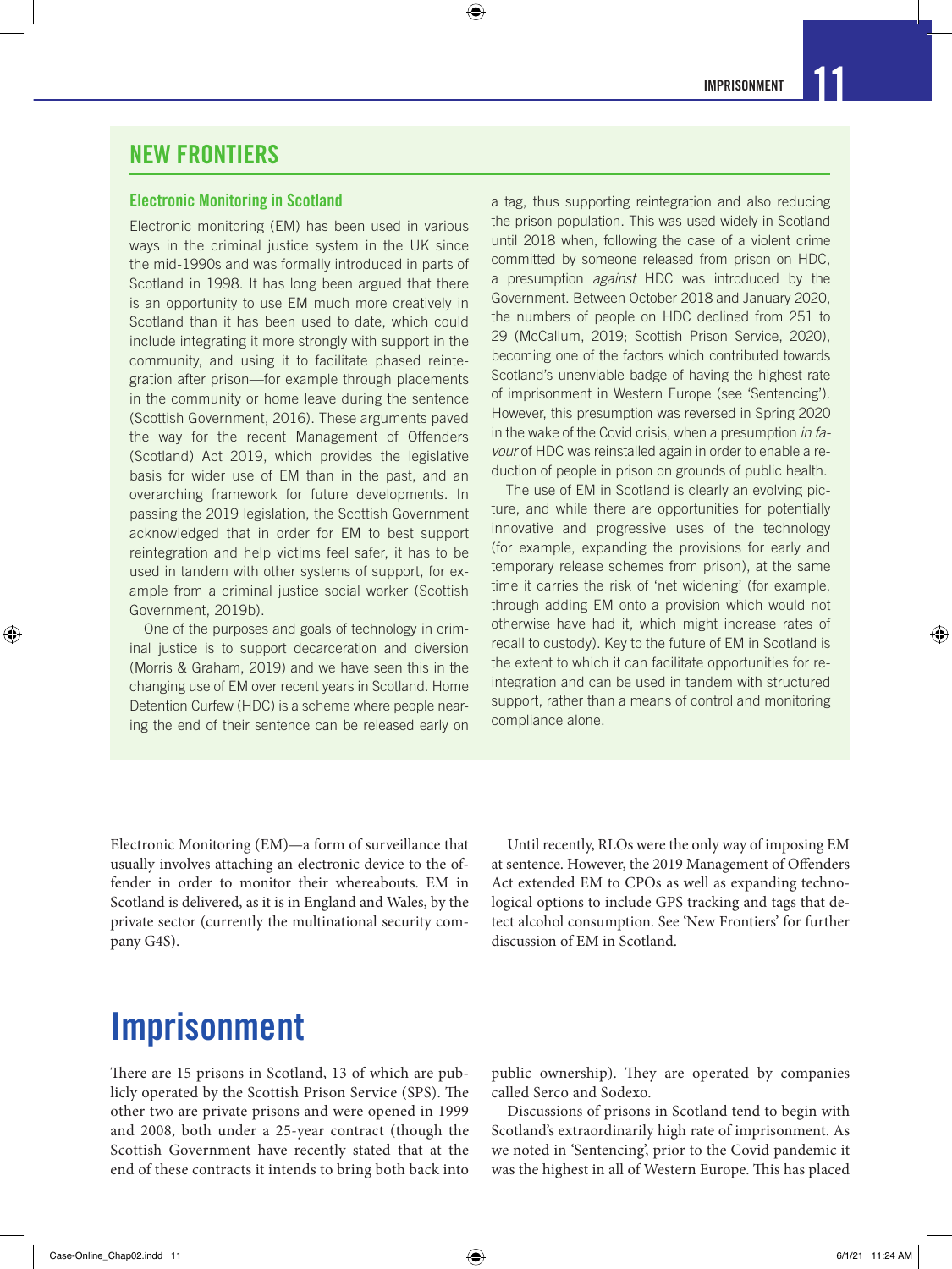## NEW FRONTIERS

### Electronic Monitoring in Scotland

Electronic monitoring (EM) has been used in various ways in the criminal justice system in the UK since the mid-1990s and was formally introduced in parts of Scotland in 1998. It has long been argued that there is an opportunity to use EM much more creatively in Scotland than it has been used to date, which could include integrating it more strongly with support in the community, and using it to facilitate phased reintegration after prison—for example through placements in the community or home leave during the sentence (Scottish Government, 2016). These arguments paved the way for the recent Management of Offenders (Scotland) Act 2019, which provides the legislative basis for wider use of EM than in the past, and an overarching framework for future developments. In passing the 2019 legislation, the Scottish Government acknowledged that in order for EM to best support reintegration and help victims feel safer, it has to be used in tandem with other systems of support, for example from a criminal justice social worker (Scottish Government, 2019b).

One of the purposes and goals of technology in criminal justice is to support decarceration and diversion (Morris & Graham, 2019) and we have seen this in the changing use of EM over recent years in Scotland. Home Detention Curfew (HDC) is a scheme where people nearing the end of their sentence can be released early on a tag, thus supporting reintegration and also reducing the prison population. This was used widely in Scotland until 2018 when, following the case of a violent crime committed by someone released from prison on HDC, a presumption *against* HDC was introduced by the Government. Between October 2018 and January 2020, the numbers of people on HDC declined from 251 to 29 (McCallum, 2019; Scottish Prison Service, 2020), becoming one of the factors which contributed towards Scotland's unenviable badge of having the highest rate of imprisonment in Western Europe (see 'Sentencing'). However, this presumption was reversed in Spring 2020 in the wake of the Covid crisis, when a presumption *in favour* of HDC was reinstalled again in order to enable a reduction of people in prison on grounds of public health.

The use of EM in Scotland is clearly an evolving picture, and while there are opportunities for potentially innovative and progressive uses of the technology (for example, expanding the provisions for early and temporary release schemes from prison), at the same time it carries the risk of 'net widening' (for example, through adding EM onto a provision which would not otherwise have had it, which might increase rates of recall to custody). Key to the future of EM in Scotland is the extent to which it can facilitate opportunities for reintegration and can be used in tandem with structured support, rather than a means of control and monitoring compliance alone.

Electronic Monitoring (EM)—a form of surveillance that usually involves attaching an electronic device to the offender in order to monitor their whereabouts. EM in Scotland is delivered, as it is in England and Wales, by the private sector (currently the multinational security company G4S).

Until recently, RLOs were the only way of imposing EM at sentence. However, the 2019 Management of Offenders Act extended EM to CPOs as well as expanding technological options to include GPS tracking and tags that detect alcohol consumption. See 'New Frontiers' for further discussion of EM in Scotland.

# Imprisonment

There are 15 prisons in Scotland, 13 of which are publicly operated by the Scottish Prison Service (SPS). The other two are private prisons and were opened in 1999 and 2008, both under a 25-year contract (though the Scottish Government have recently stated that at the end of these contracts it intends to bring both back into public ownership). They are operated by companies called Serco and Sodexo.

Discussions of prisons in Scotland tend to begin with Scotland's extraordinarily high rate of imprisonment. As we noted in 'Sentencing', prior to the Covid pandemic it was the highest in all of Western Europe. This has placed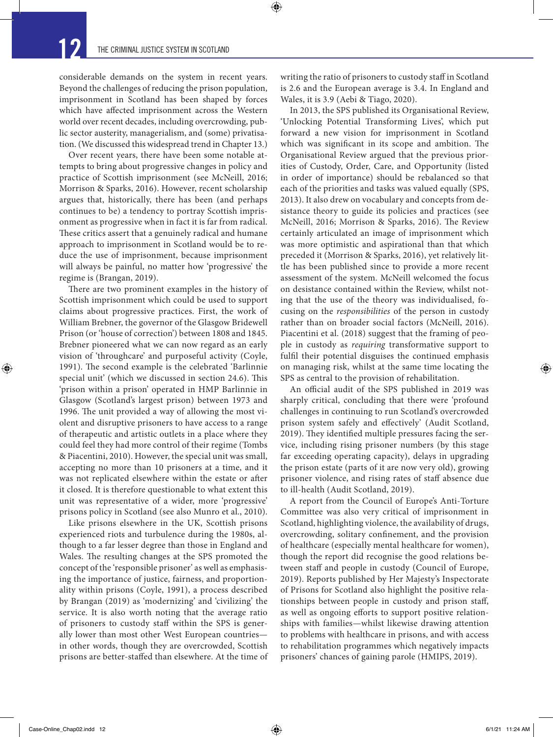considerable demands on the system in recent years. Beyond the challenges of reducing the prison population, imprisonment in Scotland has been shaped by forces which have affected imprisonment across the Western world over recent decades, including overcrowding, public sector austerity, managerialism, and (some) privatisation. (We discussed this widespread trend in Chapter 13.)

Over recent years, there have been some notable attempts to bring about progressive changes in policy and practice of Scottish imprisonment (see McNeill, 2016; Morrison & Sparks, 2016). However, recent scholarship argues that, historically, there has been (and perhaps continues to be) a tendency to portray Scottish imprisonment as progressive when in fact it is far from radical. These critics assert that a genuinely radical and humane approach to imprisonment in Scotland would be to reduce the use of imprisonment, because imprisonment will always be painful, no matter how 'progressive' the regime is (Brangan, 2019).

There are two prominent examples in the history of Scottish imprisonment which could be used to support claims about progressive practices. First, the work of William Brebner, the governor of the Glasgow Bridewell Prison (or 'house of correction') between 1808 and 1845. Brebner pioneered what we can now regard as an early vision of 'throughcare' and purposeful activity (Coyle, 1991). The second example is the celebrated 'Barlinnie special unit' (which we discussed in section 24.6). This 'prison within a prison' operated in HMP Barlinnie in Glasgow (Scotland's largest prison) between 1973 and 1996. The unit provided a way of allowing the most violent and disruptive prisoners to have access to a range of therapeutic and artistic outlets in a place where they could feel they had more control of their regime (Tombs & Piacentini, 2010). However, the special unit was small, accepting no more than 10 prisoners at a time, and it was not replicated elsewhere within the estate or after it closed. It is therefore questionable to what extent this unit was representative of a wider, more 'progressive' prisons policy in Scotland (see also Munro et al., 2010).

Like prisons elsewhere in the UK, Scottish prisons experienced riots and turbulence during the 1980s, although to a far lesser degree than those in England and Wales. The resulting changes at the SPS promoted the concept of the 'responsible prisoner' as well as emphasising the importance of justice, fairness, and proportionality within prisons (Coyle, 1991), a process described by Brangan (2019) as 'modernizing' and 'civilizing' the service. It is also worth noting that the average ratio of prisoners to custody staff within the SPS is generally lower than most other West European countries—in other words, though they are overcrowded, Scottish prisons are better-staffed than elsewhere. At the time of writing the ratio of prisoners to custody staff in Scotland is 2.6 and the European average is 3.4. In England and Wales, it is 3.9 (Aebi & Tiago, 2020).

In 2013, the SPS published its Organisational Review, 'Unlocking Potential Transforming Lives', which put forward a new vision for imprisonment in Scotland which was significant in its scope and ambition. The Organisational Review argued that the previous priorities of Custody, Order, Care, and Opportunity (listed in order of importance) should be rebalanced so that each of the priorities and tasks was valued equally (SPS, 2013). It also drew on vocabulary and concepts from desistance theory to guide its policies and practices (see McNeill, 2016; Morrison & Sparks, 2016). The Review certainly articulated an image of imprisonment which was more optimistic and aspirational than that which preceded it (Morrison & Sparks, 2016), yet relatively little has been published since to provide a more recent assessment of the system. McNeill welcomed the focus on desistance contained within the Review, whilst noting that the use of the theory was individualised, focusing on the *responsibilities* of the person in custody rather than on broader social factors (McNeill, 2016). Piacentini et al. (2018) suggest that the framing of people in custody as *requiring* transformative support to fulfil their potential disguises the continued emphasis on managing risk, whilst at the same time locating the SPS as central to the provision of rehabilitation.

An official audit of the SPS published in 2019 was sharply critical, concluding that there were 'profound challenges in continuing to run Scotland's overcrowded prison system safely and effectively' (Audit Scotland, 2019). They identified multiple pressures facing the service, including rising prisoner numbers (by this stage far exceeding operating capacity), delays in upgrading the prison estate (parts of it are now very old), growing prisoner violence, and rising rates of staff absence due to ill-health (Audit Scotland, 2019).

A report from the Council of Europe's Anti-Torture Committee was also very critical of imprisonment in Scotland, highlighting violence, the availability of drugs, overcrowding, solitary confinement, and the provision of healthcare (especially mental healthcare for women), though the report did recognise the good relations between staff and people in custody (Council of Europe, 2019). Reports published by Her Majesty's Inspectorate of Prisons for Scotland also highlight the positive relationships between people in custody and prison staff, as well as ongoing efforts to support positive relationships with families—whilst likewise drawing attention to problems with healthcare in prisons, and with access to rehabilitation programmes which negatively impacts prisoners' chances of gaining parole (HMIPS, 2019).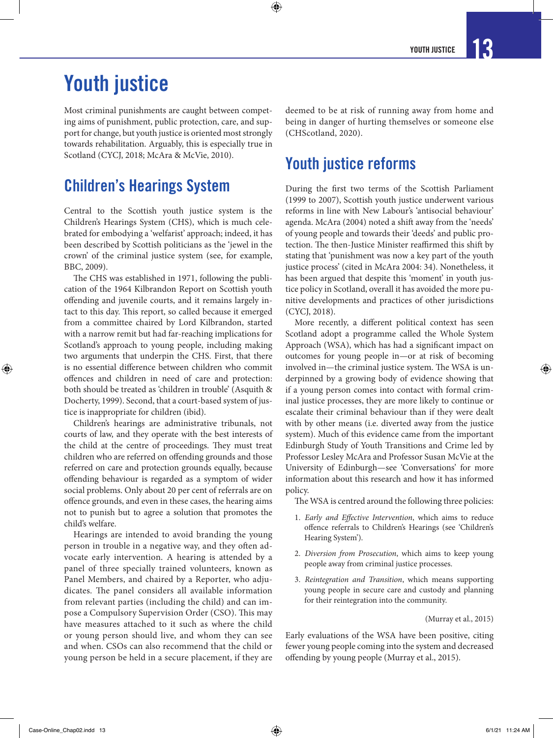# Youth justice

Most criminal punishments are caught between competing aims of punishment, public protection, care, and support for change, but youth justice is oriented most strongly towards rehabilitation. Arguably, this is especially true in Scotland (CYCJ, 2018; McAra & McVie, 2010).

## Children's Hearings System

Central to the Scottish youth justice system is the Children's Hearings System (CHS), which is much celebrated for embodying a 'welfarist' approach; indeed, it has been described by Scottish politicians as the 'jewel in the crown' of the criminal justice system (see, for example, BBC, 2009).

The CHS was established in 1971, following the publication of the 1964 Kilbrandon Report on Scottish youth offending and juvenile courts, and it remains largely intact to this day. This report, so called because it emerged from a committee chaired by Lord Kilbrandon, started with a narrow remit but had far-reaching implications for Scotland's approach to young people, including making two arguments that underpin the CHS. First, that there is no essential difference between children who commit offences and children in need of care and protection: both should be treated as 'children in trouble' (Asquith & Docherty, 1999). Second, that a court-based system of justice is inappropriate for children (ibid).

Children's hearings are administrative tribunals, not courts of law, and they operate with the best interests of the child at the centre of proceedings. They must treat children who are referred on offending grounds and those referred on care and protection grounds equally, because offending behaviour is regarded as a symptom of wider social problems. Only about 20 per cent of referrals are on offence grounds, and even in these cases, the hearing aims not to punish but to agree a solution that promotes the child's welfare.

Hearings are intended to avoid branding the young person in trouble in a negative way, and they often advocate early intervention. A hearing is attended by a panel of three specially trained volunteers, known as Panel Members, and chaired by a Reporter, who adjudicates. The panel considers all available information from relevant parties (including the child) and can impose a Compulsory Supervision Order (CSO). This may have measures attached to it such as where the child or young person should live, and whom they can see and when. CSOs can also recommend that the child or young person be held in a secure placement, if they are deemed to be at risk of running away from home and being in danger of hurting themselves or someone else (CHScotland, 2020).

## Youth justice reforms

During the first two terms of the Scottish Parliament (1999 to 2007), Scottish youth justice underwent various reforms in line with New Labour's 'antisocial behaviour' agenda. McAra (2004) noted a shift away from the 'needs' of young people and towards their 'deeds' and public protection. The then-Justice Minister reaffirmed this shift by stating that 'punishment was now a key part of the youth justice process' (cited in McAra 2004: 34). Nonetheless, it has been argued that despite this 'moment' in youth justice policy in Scotland, overall it has avoided the more punitive developments and practices of other jurisdictions (CYCJ, 2018).

More recently, a different political context has seen Scotland adopt a programme called the Whole System Approach (WSA), which has had a significant impact on outcomes for young people in—or at risk of becoming involved in—the criminal justice system. The WSA is underpinned by a growing body of evidence showing that if a young person comes into contact with formal criminal justice processes, they are more likely to continue or escalate their criminal behaviour than if they were dealt with by other means (i.e. diverted away from the justice system). Much of this evidence came from the important Edinburgh Study of Youth Transitions and Crime led by Professor Lesley McAra and Professor Susan McVie at the University of Edinburgh—see 'Conversations' for more information about this research and how it has informed policy.

The WSA is centred around the following three policies:

1. *Early and Effective Intervention*, which aims to reduce offence referrals to Children's Hearings (see 'Children's Hearing System').
2. *Diversion from Prosecution*, which aims to keep young people away from criminal justice processes.
3. *Reintegration and Transition*, which means supporting young people in secure care and custody and planning for their reintegration into the community.

(Murray et al., 2015)

Early evaluations of the WSA have been positive, citing fewer young people coming into the system and decreased offending by young people (Murray et al., 2015).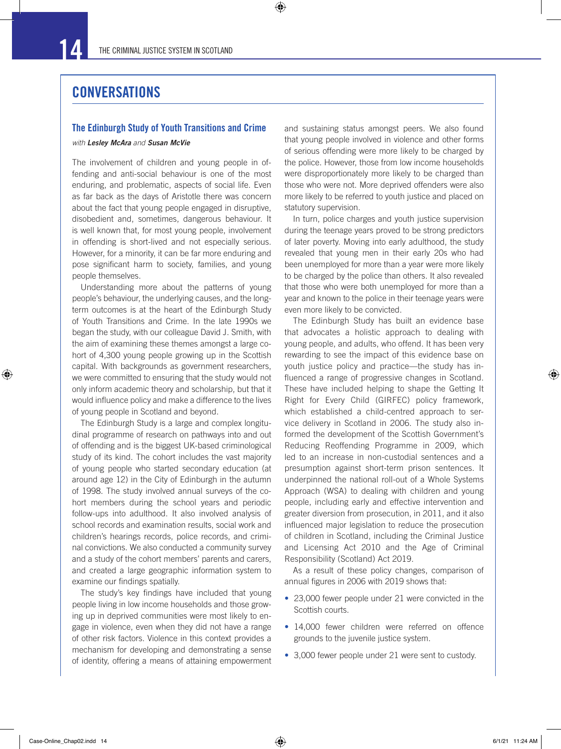## CONVERSATIONS

### The Edinburgh Study of Youth Transitions and Crime

*with **Lesley McAra** and **Susan McVie***

The involvement of children and young people in offending and anti-social behaviour is one of the most enduring, and problematic, aspects of social life. Even as far back as the days of Aristotle there was concern about the fact that young people engaged in disruptive, disobedient and, sometimes, dangerous behaviour. It is well known that, for most young people, involvement in offending is short-lived and not especially serious. However, for a minority, it can be far more enduring and pose significant harm to society, families, and young people themselves.

Understanding more about the patterns of young people's behaviour, the underlying causes, and the long-term outcomes is at the heart of the Edinburgh Study of Youth Transitions and Crime. In the late 1990s we began the study, with our colleague David J. Smith, with the aim of examining these themes amongst a large cohort of 4,300 young people growing up in the Scottish capital. With backgrounds as government researchers, we were committed to ensuring that the study would not only inform academic theory and scholarship, but that it would influence policy and make a difference to the lives of young people in Scotland and beyond.

The Edinburgh Study is a large and complex longitudinal programme of research on pathways into and out of offending and is the biggest UK-based criminological study of its kind. The cohort includes the vast majority of young people who started secondary education (at around age 12) in the City of Edinburgh in the autumn of 1998. The study involved annual surveys of the cohort members during the school years and periodic follow-ups into adulthood. It also involved analysis of school records and examination results, social work and children's hearings records, police records, and criminal convictions. We also conducted a community survey and a study of the cohort members' parents and carers, and created a large geographic information system to examine our findings spatially.

The study's key findings have included that young people living in low income households and those growing up in deprived communities were most likely to engage in violence, even when they did not have a range of other risk factors. Violence in this context provides a mechanism for developing and demonstrating a sense of identity, offering a means of attaining empowerment and sustaining status amongst peers. We also found that young people involved in violence and other forms of serious offending were more likely to be charged by the police. However, those from low income households were disproportionately more likely to be charged than those who were not. More deprived offenders were also more likely to be referred to youth justice and placed on statutory supervision.

In turn, police charges and youth justice supervision during the teenage years proved to be strong predictors of later poverty. Moving into early adulthood, the study revealed that young men in their early 20s who had been unemployed for more than a year were more likely to be charged by the police than others. It also revealed that those who were both unemployed for more than a year and known to the police in their teenage years were even more likely to be convicted.

The Edinburgh Study has built an evidence base that advocates a holistic approach to dealing with young people, and adults, who offend. It has been very rewarding to see the impact of this evidence base on youth justice policy and practice—the study has influenced a range of progressive changes in Scotland. These have included helping to shape the Getting It Right for Every Child (GIRFEC) policy framework, which established a child-centred approach to service delivery in Scotland in 2006. The study also informed the development of the Scottish Government's Reducing Reoffending Programme in 2009, which led to an increase in non-custodial sentences and a presumption against short-term prison sentences. It underpinned the national roll-out of a Whole Systems Approach (WSA) to dealing with children and young people, including early and effective intervention and greater diversion from prosecution, in 2011, and it also influenced major legislation to reduce the prosecution of children in Scotland, including the Criminal Justice and Licensing Act 2010 and the Age of Criminal Responsibility (Scotland) Act 2019.

As a result of these policy changes, comparison of annual figures in 2006 with 2019 shows that:

- 23,000 fewer people under 21 were convicted in the Scottish courts.
- 14,000 fewer children were referred on offence grounds to the juvenile justice system.
- 3,000 fewer people under 21 were sent to custody.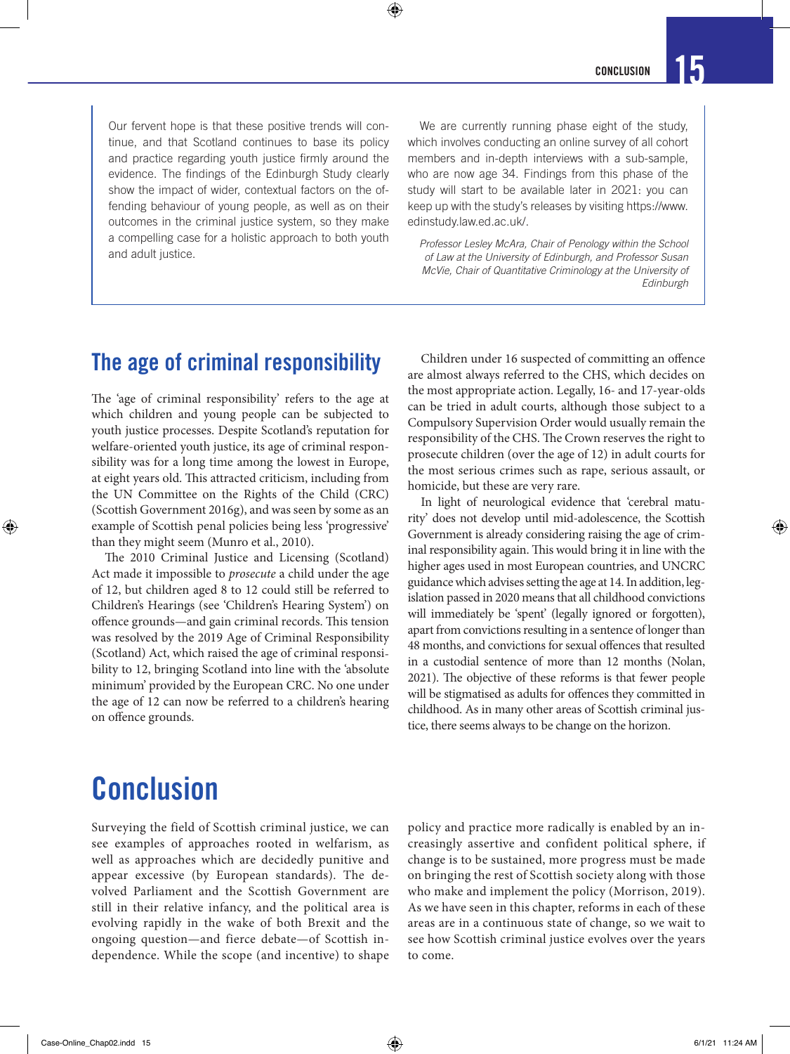Our fervent hope is that these positive trends will continue, and that Scotland continues to base its policy and practice regarding youth justice firmly around the evidence. The findings of the Edinburgh Study clearly show the impact of wider, contextual factors on the offending behaviour of young people, as well as on their outcomes in the criminal justice system, so they make a compelling case for a holistic approach to both youth and adult justice.

We are currently running phase eight of the study, which involves conducting an online survey of all cohort members and in-depth interviews with a sub-sample, who are now age 34. Findings from this phase of the study will start to be available later in 2021: you can keep up with the study's releases by visiting https://www.edinstudy.law.ed.ac.uk/.

*Professor Lesley McAra, Chair of Penology within the School of Law at the University of Edinburgh, and Professor Susan McVie, Chair of Quantitative Criminology at the University of Edinburgh*

## The age of criminal responsibility

The 'age of criminal responsibility' refers to the age at which children and young people can be subjected to youth justice processes. Despite Scotland's reputation for welfare-oriented youth justice, its age of criminal responsibility was for a long time among the lowest in Europe, at eight years old. This attracted criticism, including from the UN Committee on the Rights of the Child (CRC) (Scottish Government 2016g), and was seen by some as an example of Scottish penal policies being less 'progressive' than they might seem (Munro et al., 2010).

The 2010 Criminal Justice and Licensing (Scotland) Act made it impossible to *prosecute* a child under the age of 12, but children aged 8 to 12 could still be referred to Children's Hearings (see 'Children's Hearing System') on offence grounds—and gain criminal records. This tension was resolved by the 2019 Age of Criminal Responsibility (Scotland) Act, which raised the age of criminal responsibility to 12, bringing Scotland into line with the 'absolute minimum' provided by the European CRC. No one under the age of 12 can now be referred to a children's hearing on offence grounds.

Children under 16 suspected of committing an offence are almost always referred to the CHS, which decides on the most appropriate action. Legally, 16- and 17-year-olds can be tried in adult courts, although those subject to a Compulsory Supervision Order would usually remain the responsibility of the CHS. The Crown reserves the right to prosecute children (over the age of 12) in adult courts for the most serious crimes such as rape, serious assault, or homicide, but these are very rare.

In light of neurological evidence that 'cerebral maturity' does not develop until mid-adolescence, the Scottish Government is already considering raising the age of criminal responsibility again. This would bring it in line with the higher ages used in most European countries, and UNCRC guidance which advises setting the age at 14. In addition, legislation passed in 2020 means that all childhood convictions will immediately be 'spent' (legally ignored or forgotten), apart from convictions resulting in a sentence of longer than 48 months, and convictions for sexual offences that resulted in a custodial sentence of more than 12 months (Nolan, 2021). The objective of these reforms is that fewer people will be stigmatised as adults for offences they committed in childhood. As in many other areas of Scottish criminal justice, there seems always to be change on the horizon.

# Conclusion

Surveying the field of Scottish criminal justice, we can see examples of approaches rooted in welfarism, as well as approaches which are decidedly punitive and appear excessive (by European standards). The devolved Parliament and the Scottish Government are still in their relative infancy, and the political area is evolving rapidly in the wake of both Brexit and the ongoing question—and fierce debate—of Scottish independence. While the scope (and incentive) to shape policy and practice more radically is enabled by an increasingly assertive and confident political sphere, if change is to be sustained, more progress must be made on bringing the rest of Scottish society along with those who make and implement the policy (Morrison, 2019). As we have seen in this chapter, reforms in each of these areas are in a continuous state of change, so we wait to see how Scottish criminal justice evolves over the years to come.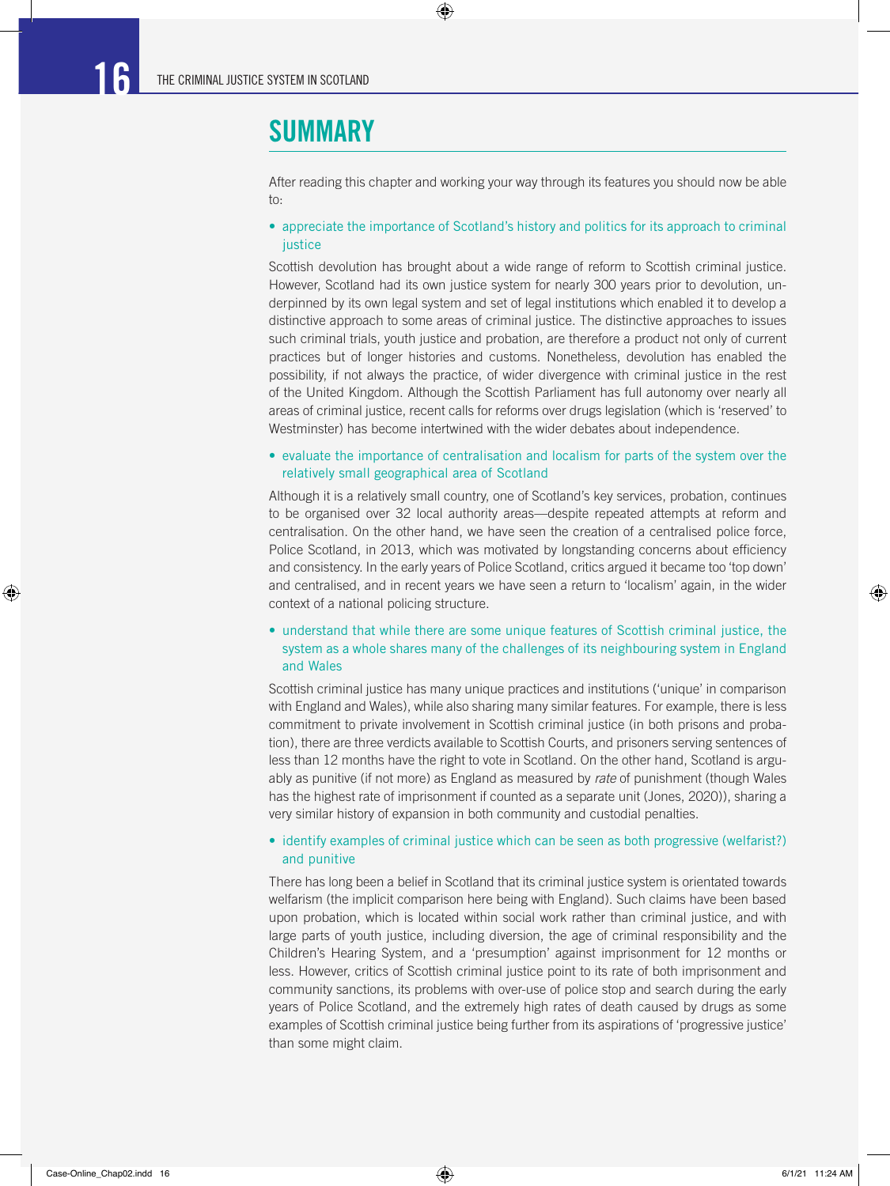## SUMMARY

After reading this chapter and working your way through its features you should now be able to:

- appreciate the importance of Scotland's history and politics for its approach to criminal justice

Scottish devolution has brought about a wide range of reform to Scottish criminal justice. However, Scotland had its own justice system for nearly 300 years prior to devolution, underpinned by its own legal system and set of legal institutions which enabled it to develop a distinctive approach to some areas of criminal justice. The distinctive approaches to issues such criminal trials, youth justice and probation, are therefore a product not only of current practices but of longer histories and customs. Nonetheless, devolution has enabled the possibility, if not always the practice, of wider divergence with criminal justice in the rest of the United Kingdom. Although the Scottish Parliament has full autonomy over nearly all areas of criminal justice, recent calls for reforms over drugs legislation (which is 'reserved' to Westminster) has become intertwined with the wider debates about independence.

- evaluate the importance of centralisation and localism for parts of the system over the relatively small geographical area of Scotland

Although it is a relatively small country, one of Scotland's key services, probation, continues to be organised over 32 local authority areas—despite repeated attempts at reform and centralisation. On the other hand, we have seen the creation of a centralised police force, Police Scotland, in 2013, which was motivated by longstanding concerns about efficiency and consistency. In the early years of Police Scotland, critics argued it became too 'top down' and centralised, and in recent years we have seen a return to 'localism' again, in the wider context of a national policing structure.

- understand that while there are some unique features of Scottish criminal justice, the system as a whole shares many of the challenges of its neighbouring system in England and Wales

Scottish criminal justice has many unique practices and institutions ('unique' in comparison with England and Wales), while also sharing many similar features. For example, there is less commitment to private involvement in Scottish criminal justice (in both prisons and probation), there are three verdicts available to Scottish Courts, and prisoners serving sentences of less than 12 months have the right to vote in Scotland. On the other hand, Scotland is arguably as punitive (if not more) as England as measured by *rate* of punishment (though Wales has the highest rate of imprisonment if counted as a separate unit (Jones, 2020)), sharing a very similar history of expansion in both community and custodial penalties.

- identify examples of criminal justice which can be seen as both progressive (welfarist?) and punitive

There has long been a belief in Scotland that its criminal justice system is orientated towards welfarism (the implicit comparison here being with England). Such claims have been based upon probation, which is located within social work rather than criminal justice, and with large parts of youth justice, including diversion, the age of criminal responsibility and the Children's Hearing System, and a 'presumption' against imprisonment for 12 months or less. However, critics of Scottish criminal justice point to its rate of both imprisonment and community sanctions, its problems with over-use of police stop and search during the early years of Police Scotland, and the extremely high rates of death caused by drugs as some examples of Scottish criminal justice being further from its aspirations of 'progressive justice' than some might claim.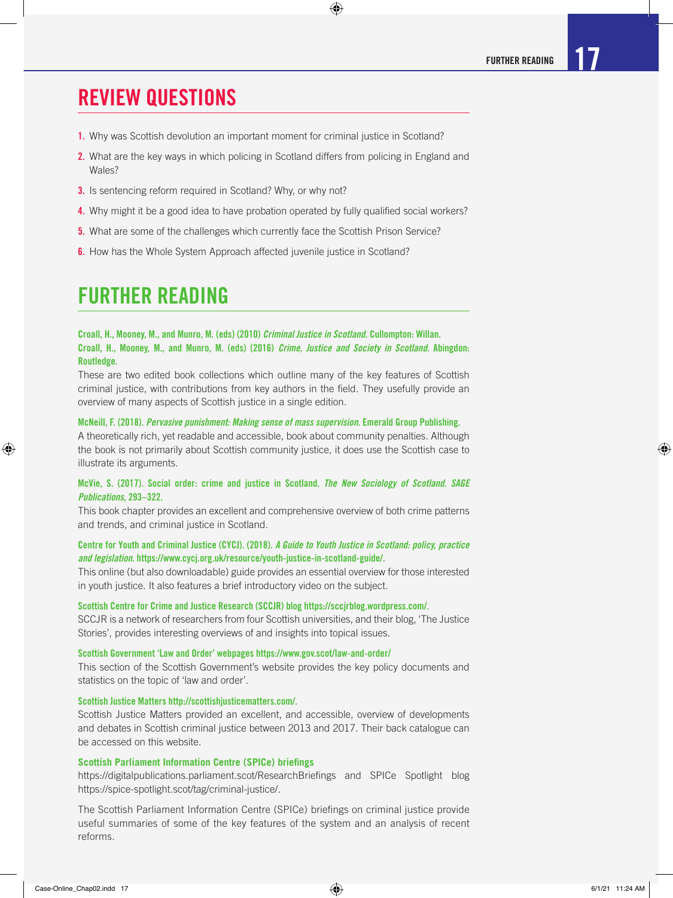## REVIEW QUESTIONS

1. Why was Scottish devolution an important moment for criminal justice in Scotland?
2. What are the key ways in which policing in Scotland differs from policing in England and Wales?
3. Is sentencing reform required in Scotland? Why, or why not?
4. Why might it be a good idea to have probation operated by fully qualified social workers?
5. What are some of the challenges which currently face the Scottish Prison Service?
6. How has the Whole System Approach affected juvenile justice in Scotland?

## FURTHER READING

**Croall, H., Mooney, M., and Munro, M. (eds) (2010) *Criminal Justice in Scotland*. Cullompton: Willan.**
**Croall, H., Mooney, M., and Munro, M. (eds) (2016) *Crime, Justice and Society in Scotland*. Abingdon: Routledge.**
These are two edited book collections which outline many of the key features of Scottish criminal justice, with contributions from key authors in the field. They usefully provide an overview of many aspects of Scottish justice in a single edition.

**McNeill, F. (2018). *Pervasive punishment: Making sense of mass supervision*. Emerald Group Publishing.**
A theoretically rich, yet readable and accessible, book about community penalties. Although the book is not primarily about Scottish community justice, it does use the Scottish case to illustrate its arguments.

**McVie, S. (2017). Social order: crime and justice in Scotland. *The New Sociology of Scotland. SAGE Publications*, 293–322.**
This book chapter provides an excellent and comprehensive overview of both crime patterns and trends, and criminal justice in Scotland.

**Centre for Youth and Criminal Justice (CYCJ). (2018). *A Guide to Youth Justice in Scotland: policy, practice and legislation*. https://www.cycj.org.uk/resource/youth-justice-in-scotland-guide/.**
This online (but also downloadable) guide provides an essential overview for those interested in youth justice. It also features a brief introductory video on the subject.

**Scottish Centre for Crime and Justice Research (SCCJR) blog https://sccjrblog.wordpress.com/.**
SCCJR is a network of researchers from four Scottish universities, and their blog, 'The Justice Stories', provides interesting overviews of and insights into topical issues.

**Scottish Government 'Law and Order' webpages https://www.gov.scot/law-and-order/**
This section of the Scottish Government's website provides the key policy documents and statistics on the topic of 'law and order'.

**Scottish Justice Matters http://scottishjusticematters.com/.**
Scottish Justice Matters provided an excellent, and accessible, overview of developments and debates in Scottish criminal justice between 2013 and 2017. Their back catalogue can be accessed on this website.

**Scottish Parliament Information Centre (SPICe) briefings**
https://digitalpublications.parliament.scot/ResearchBriefings and SPICe Spotlight blog https://spice-spotlight.scot/tag/criminal-justice/.

The Scottish Parliament Information Centre (SPICe) briefings on criminal justice provide useful summaries of some of the key features of the system and an analysis of recent reforms.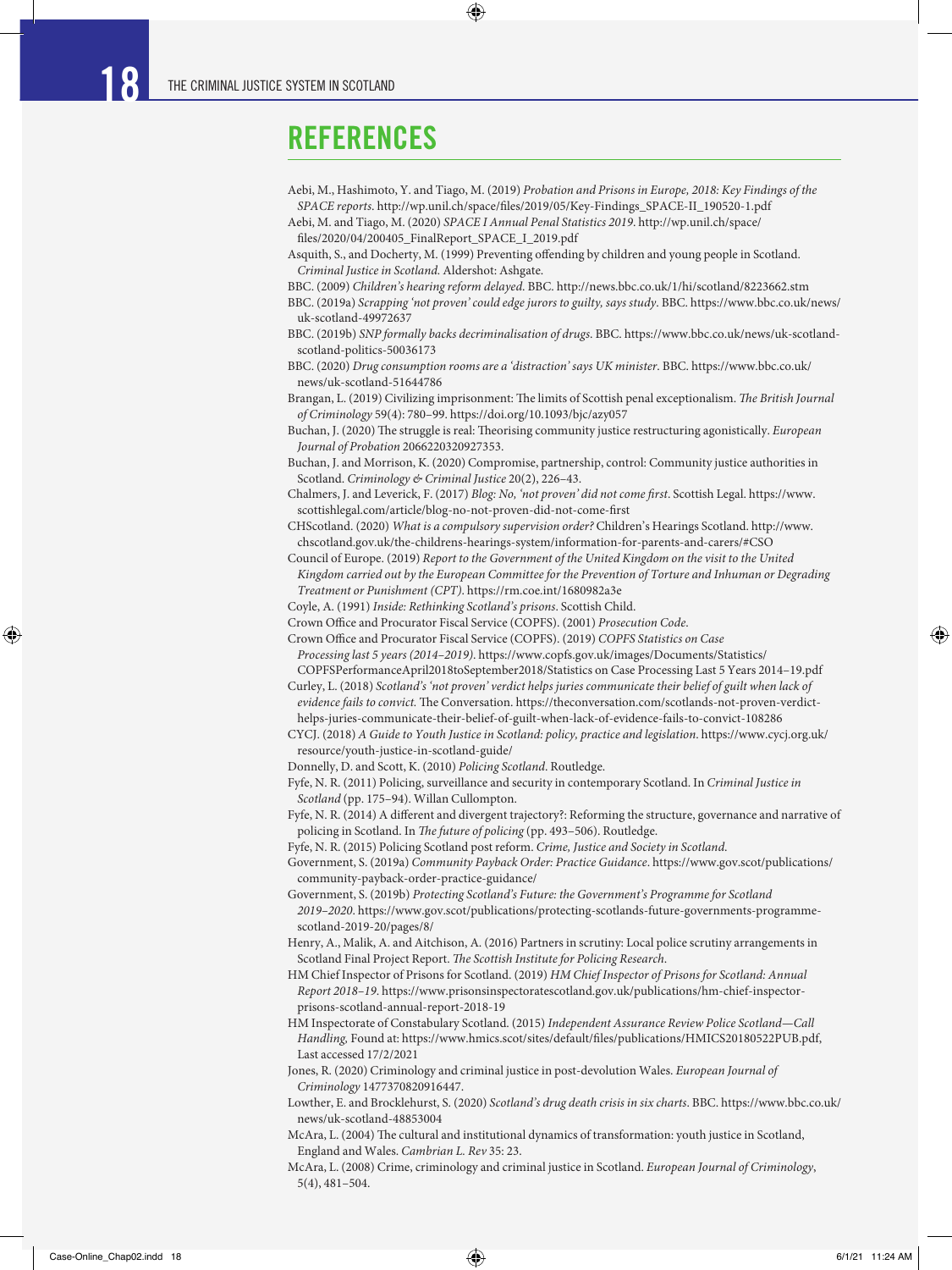## REFERENCES

Aebi, M., Hashimoto, Y. and Tiago, M. (2019) *Probation and Prisons in Europe, 2018: Key Findings of the SPACE reports*. http://wp.unil.ch/space/files/2019/05/Key-Findings_SPACE-II_190520-1.pdf

Aebi, M. and Tiago, M. (2020) *SPACE I Annual Penal Statistics 2019*. http://wp.unil.ch/space/files/2020/04/200405_FinalReport_SPACE_I_2019.pdf

Asquith, S., and Docherty, M. (1999) Preventing offending by children and young people in Scotland. *Criminal Justice in Scotland*. Aldershot: Ashgate.

BBC. (2009) *Children's hearing reform delayed*. BBC. http://news.bbc.co.uk/1/hi/scotland/8223662.stm

BBC. (2019a) *Scrapping 'not proven' could edge jurors to guilty, says study*. BBC. https://www.bbc.co.uk/news/uk-scotland-49972637

BBC. (2019b) *SNP formally backs decriminalisation of drugs*. BBC. https://www.bbc.co.uk/news/uk-scotland-scotland-politics-50036173

BBC. (2020) *Drug consumption rooms are a 'distraction' says UK minister*. BBC. https://www.bbc.co.uk/news/uk-scotland-51644786

Brangan, L. (2019) Civilizing imprisonment: The limits of Scottish penal exceptionalism. *The British Journal of Criminology* 59(4): 780–99. https://doi.org/10.1093/bjc/azy057

Buchan, J. (2020) The struggle is real: Theorising community justice restructuring agonistically. *European Journal of Probation* 2066220320927353.

Buchan, J. and Morrison, K. (2020) Compromise, partnership, control: Community justice authorities in Scotland. *Criminology & Criminal Justice* 20(2), 226–43.

Chalmers, J. and Leverick, F. (2017) *Blog: No, 'not proven' did not come first*. Scottish Legal. https://www.scottishlegal.com/article/blog-no-not-proven-did-not-come-first

CHScotland. (2020) *What is a compulsory supervision order?* Children's Hearings Scotland. http://www.chscotland.gov.uk/the-childrens-hearings-system/information-for-parents-and-carers/#CSO

Council of Europe. (2019) *Report to the Government of the United Kingdom on the visit to the United Kingdom carried out by the European Committee for the Prevention of Torture and Inhuman or Degrading Treatment or Punishment (CPT)*. https://rm.coe.int/1680982a3e

Coyle, A. (1991) *Inside: Rethinking Scotland's prisons*. Scottish Child.

Crown Office and Procurator Fiscal Service (COPFS). (2001) *Prosecution Code*.

Crown Office and Procurator Fiscal Service (COPFS). (2019) *COPFS Statistics on Case Processing last 5 years (2014–2019)*. https://www.copfs.gov.uk/images/Documents/Statistics/COPFSPerformanceApril2018toSeptember2018/Statistics on Case Processing Last 5 Years 2014–19.pdf

Curley, L. (2018) *Scotland's 'not proven' verdict helps juries communicate their belief of guilt when lack of evidence fails to convict*. The Conversation. https://theconversation.com/scotlands-not-proven-verdict-helps-juries-communicate-their-belief-of-guilt-when-lack-of-evidence-fails-to-convict-108286

CYCJ. (2018) *A Guide to Youth Justice in Scotland: policy, practice and legislation*. https://www.cycj.org.uk/resource/youth-justice-in-scotland-guide/

Donnelly, D. and Scott, K. (2010) *Policing Scotland*. Routledge.

Fyfe, N. R. (2011) Policing, surveillance and security in contemporary Scotland. In *Criminal Justice in Scotland* (pp. 175–94). Willan Cullompton.

Fyfe, N. R. (2014) A different and divergent trajectory?: Reforming the structure, governance and narrative of policing in Scotland. In *The future of policing* (pp. 493–506). Routledge.

Fyfe, N. R. (2015) Policing Scotland post reform. *Crime, Justice and Society in Scotland*.

Government, S. (2019a) *Community Payback Order: Practice Guidance*. https://www.gov.scot/publications/community-payback-order-practice-guidance/

Government, S. (2019b) *Protecting Scotland's Future: the Government's Programme for Scotland 2019–2020*. https://www.gov.scot/publications/protecting-scotlands-future-governments-programme-scotland-2019-20/pages/8/

Henry, A., Malik, A. and Aitchison, A. (2016) Partners in scrutiny: Local police scrutiny arrangements in Scotland Final Project Report. *The Scottish Institute for Policing Research*.

HM Chief Inspector of Prisons for Scotland. (2019) *HM Chief Inspector of Prisons for Scotland: Annual Report 2018–19*. https://www.prisonsinspectoratescotland.gov.uk/publications/hm-chief-inspector-prisons-scotland-annual-report-2018-19

HM Inspectorate of Constabulary Scotland. (2015) *Independent Assurance Review Police Scotland—Call Handling*, Found at: https://www.hmics.scot/sites/default/files/publications/HMICS20180522PUB.pdf, Last accessed 17/2/2021

Jones, R. (2020) Criminology and criminal justice in post-devolution Wales. *European Journal of Criminology* 1477370820916447.

Lowther, E. and Brocklehurst, S. (2020) *Scotland's drug death crisis in six charts*. BBC. https://www.bbc.co.uk/news/uk-scotland-48853004

McAra, L. (2004) The cultural and institutional dynamics of transformation: youth justice in Scotland, England and Wales. *Cambrian L. Rev* 35: 23.

McAra, L. (2008) Crime, criminology and criminal justice in Scotland. *European Journal of Criminology*, 5(4), 481–504.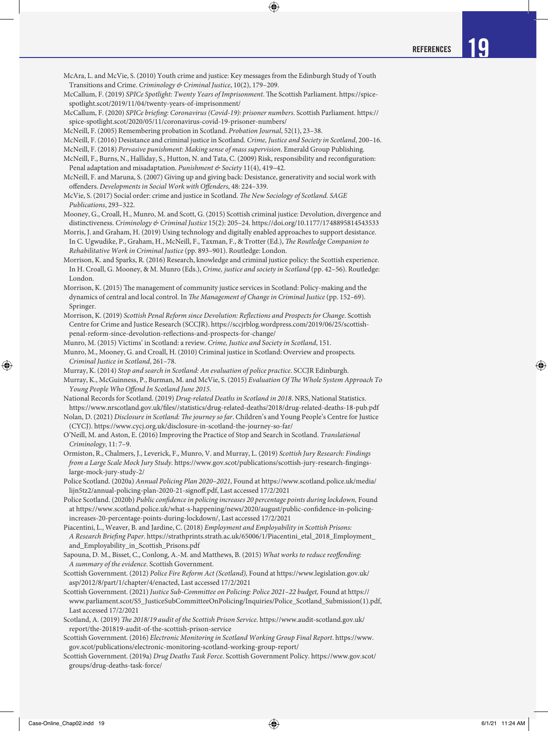McAra, L. and McVie, S. (2010) Youth crime and justice: Key messages from the Edinburgh Study of Youth Transitions and Crime. *Criminology & Criminal Justice*, 10(2), 179–209.

McCallum, F. (2019) *SPICe Spotlight: Twenty Years of Imprisonment*. The Scottish Parliament. https://spice-spotlight.scot/2019/11/04/twenty-years-of-imprisonment/

McCallum, F. (2020) *SPICe briefing: Coronavirus (Covid-19): prisoner numbers*. Scottish Parliament. https://spice-spotlight.scot/2020/05/11/coronavirus-covid-19-prisoner-numbers/

McNeill, F. (2005) Remembering probation in Scotland. *Probation Journal*, 52(1), 23–38.

McNeill, F. (2016) Desistance and criminal justice in Scotland. *Crime, Justice and Society in Scotland*, 200–16.

McNeill, F. (2018) *Pervasive punishment: Making sense of mass supervision*. Emerald Group Publishing.

McNeill, F., Burns, N., Halliday, S., Hutton, N. and Tata, C. (2009) Risk, responsibility and reconfiguration: Penal adaptation and misadaptation. *Punishment & Society* 11(4), 419–42.

McNeill, F. and Maruna, S. (2007) Giving up and giving back: Desistance, generativity and social work with offenders. *Developments in Social Work with Offenders*, 48: 224–339.

McVie, S. (2017) Social order: crime and justice in Scotland. *The New Sociology of Scotland. SAGE Publications*, 293–322.

Mooney, G., Croall, H., Munro, M. and Scott, G. (2015) Scottish criminal justice: Devolution, divergence and distinctiveness. *Criminology & Criminal Justice* 15(2): 205–24. https://doi.org/10.1177/1748895814543533

Morris, J. and Graham, H. (2019) Using technology and digitally enabled approaches to support desistance. In C. Ugwudike, P., Graham, H., McNeill, F., Taxman, F., & Trotter (Ed.), *The Routledge Companion to Rehabilitative Work in Criminal Justice* (pp. 893–901). Routledge: London.

Morrison, K. and Sparks, R. (2016) Research, knowledge and criminal justice policy: the Scottish experience. In H. Croall, G. Mooney, & M. Munro (Eds.), *Crime, justice and society in Scotland* (pp. 42–56). Routledge: London.

Morrison, K. (2015) The management of community justice services in Scotland: Policy-making and the dynamics of central and local control. In *The Management of Change in Criminal Justice* (pp. 152–69). Springer.

Morrison, K. (2019) *Scottish Penal Reform since Devolution: Reflections and Prospects for Change*. Scottish Centre for Crime and Justice Research (SCCJR). https://sccjrblog.wordpress.com/2019/06/25/scottish-penal-reform-since-devolution-reflections-and-prospects-for-change/

Munro, M. (2015) Victims' in Scotland: a review. *Crime, Justice and Society in Scotland*, 151.

Munro, M., Mooney, G. and Croall, H. (2010) Criminal justice in Scotland: Overview and prospects. *Criminal Justice in Scotland*, 261–78.

Murray, K. (2014) *Stop and search in Scotland: An evaluation of police practice*. SCCJR Edinburgh.

Murray, K., McGuinness, P., Burman, M. and McVie, S. (2015) *Evaluation Of The Whole System Approach To Young People Who Offend In Scotland June 2015*.

National Records for Scotland. (2019) *Drug-related Deaths in Scotland in 2018*. NRS, National Statistics. https://www.nrscotland.gov.uk/files//statistics/drug-related-deaths/2018/drug-related-deaths-18-pub.pdf

Nolan, D. (2021) *Disclosure in Scotland: The journey so far*. Children's and Young People's Centre for Justice (CYCJ). https://www.cycj.org.uk/disclosure-in-scotland-the-journey-so-far/

O'Neill, M. and Aston, E. (2016) Improving the Practice of Stop and Search in Scotland. *Translational Criminology*, 11: 7–9.

Ormiston, R., Chalmers, J., Leverick, F., Munro, V. and Murray, L. (2019) *Scottish Jury Research: Findings from a Large Scale Mock Jury Study*. https://www.gov.scot/publications/scottish-jury-research-fingings-large-mock-jury-study-2/

Police Scotland. (2020a) *Annual Policing Plan 2020–2021,* Found at https://www.scotland.police.uk/media/lijn5tz2/annual-policing-plan-2020-21-signoff.pdf, Last accessed 17/2/2021

Police Scotland. (2020b) *Public confidence in policing increases 20 percentage points during lockdown,* Found at https://www.scotland.police.uk/what-s-happening/news/2020/august/public-confidence-in-policing-increases-20-percentage-points-during-lockdown/, Last accessed 17/2/2021

Piacentini, L., Weaver, B. and Jardine, C. (2018) *Employment and Employability in Scottish Prisons: A Research Briefing Paper*. https://strathprints.strath.ac.uk/65006/1/Piacentini_etal_2018_Employment_and_Employability_in_Scottish_Prisons.pdf

Sapouna, D. M., Bisset, C., Conlong, A.-M. and Matthews, B. (2015) *What works to reduce reoffending: A summary of the evidence*. Scottish Government.

Scottish Government. (2012) *Police Fire Reform Act (Scotland),* Found at https://www.legislation.gov.uk/asp/2012/8/part/1/chapter/4/enacted, Last accessed 17/2/2021

Scottish Government. (2021) *Justice Sub-Committee on Policing: Police 2021–22 budget,* Found at https://www.parliament.scot/S5_JusticeSubCommitteeOnPolicing/Inquiries/Police_Scotland_Submission(1).pdf, Last accessed 17/2/2021

Scotland, A. (2019) *The 2018/19 audit of the Scottish Prison Service*. https://www.audit-scotland.gov.uk/report/the-201819-audit-of-the-scottish-prison-service

Scottish Government. (2016) *Electronic Monitoring in Scotland Working Group Final Report*. https://www.gov.scot/publications/electronic-monitoring-scotland-working-group-report/

Scottish Government. (2019a) *Drug Deaths Task Force*. Scottish Government Policy. https://www.gov.scot/groups/drug-deaths-task-force/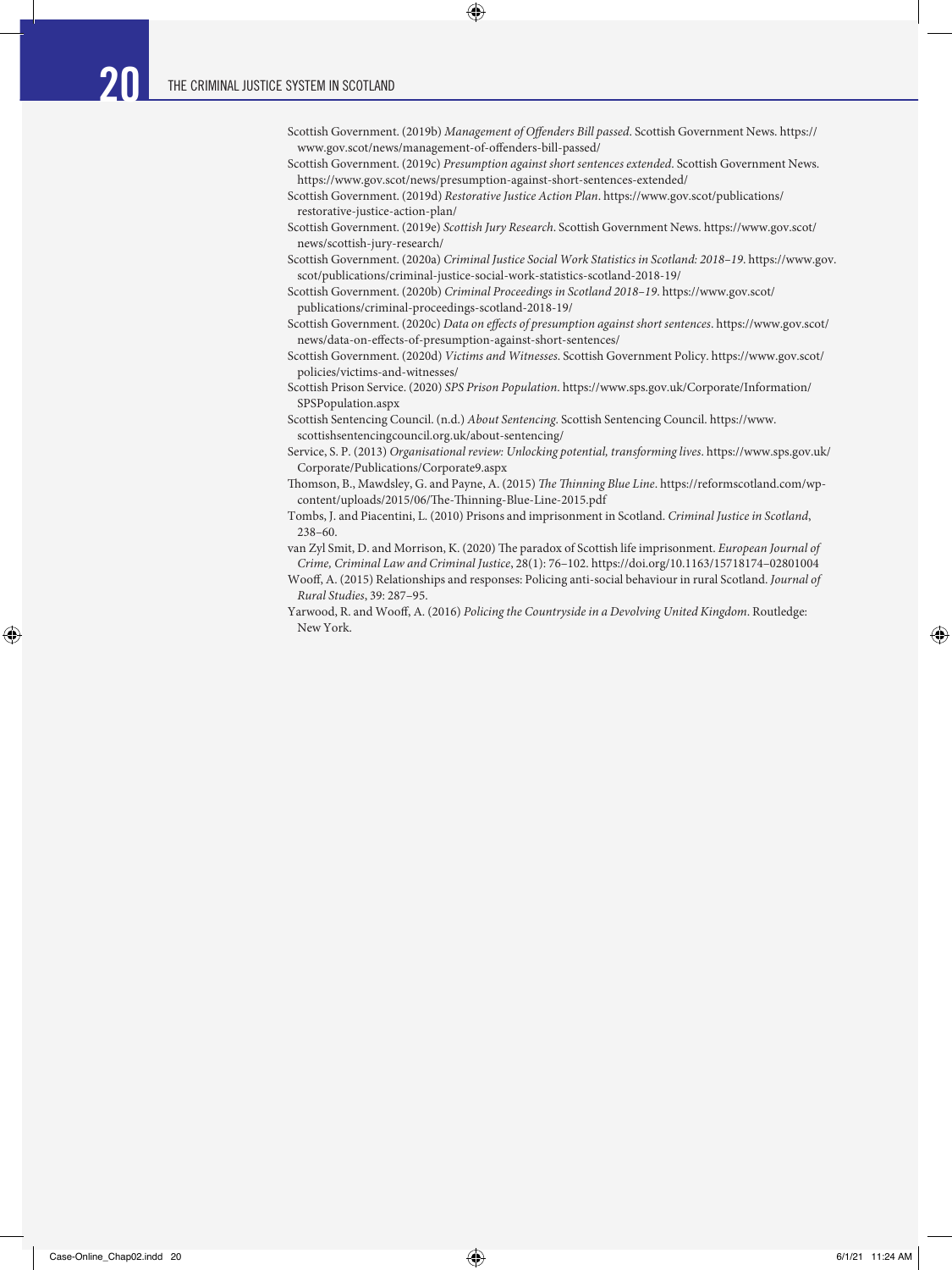Scottish Government. (2019b) *Management of Offenders Bill passed*. Scottish Government News. https://www.gov.scot/news/management-of-offenders-bill-passed/

Scottish Government. (2019c) *Presumption against short sentences extended*. Scottish Government News. https://www.gov.scot/news/presumption-against-short-sentences-extended/

Scottish Government. (2019d) *Restorative Justice Action Plan*. https://www.gov.scot/publications/restorative-justice-action-plan/

Scottish Government. (2019e) *Scottish Jury Research*. Scottish Government News. https://www.gov.scot/news/scottish-jury-research/

Scottish Government. (2020a) *Criminal Justice Social Work Statistics in Scotland: 2018–19*. https://www.gov.scot/publications/criminal-justice-social-work-statistics-scotland-2018-19/

Scottish Government. (2020b) *Criminal Proceedings in Scotland 2018–19*. https://www.gov.scot/publications/criminal-proceedings-scotland-2018-19/

Scottish Government. (2020c) *Data on effects of presumption against short sentences*. https://www.gov.scot/news/data-on-effects-of-presumption-against-short-sentences/

Scottish Government. (2020d) *Victims and Witnesses*. Scottish Government Policy. https://www.gov.scot/policies/victims-and-witnesses/

Scottish Prison Service. (2020) *SPS Prison Population*. https://www.sps.gov.uk/Corporate/Information/SPSPopulation.aspx

Scottish Sentencing Council. (n.d.) *About Sentencing*. Scottish Sentencing Council. https://www.scottishsentencingcouncil.org.uk/about-sentencing/

Service, S. P. (2013) *Organisational review: Unlocking potential, transforming lives*. https://www.sps.gov.uk/Corporate/Publications/Corporate9.aspx

Thomson, B., Mawdsley, G. and Payne, A. (2015) *The Thinning Blue Line*. https://reformscotland.com/wp-content/uploads/2015/06/The-Thinning-Blue-Line-2015.pdf

Tombs, J. and Piacentini, L. (2010) Prisons and imprisonment in Scotland. *Criminal Justice in Scotland*, 238–60.

van Zyl Smit, D. and Morrison, K. (2020) The paradox of Scottish life imprisonment. *European Journal of Crime, Criminal Law and Criminal Justice*, 28(1): 76–102. https://doi.org/10.1163/15718174–02801004

Wooff, A. (2015) Relationships and responses: Policing anti-social behaviour in rural Scotland. *Journal of Rural Studies*, 39: 287–95.

Yarwood, R. and Wooff, A. (2016) *Policing the Countryside in a Devolving United Kingdom*. Routledge: New York.